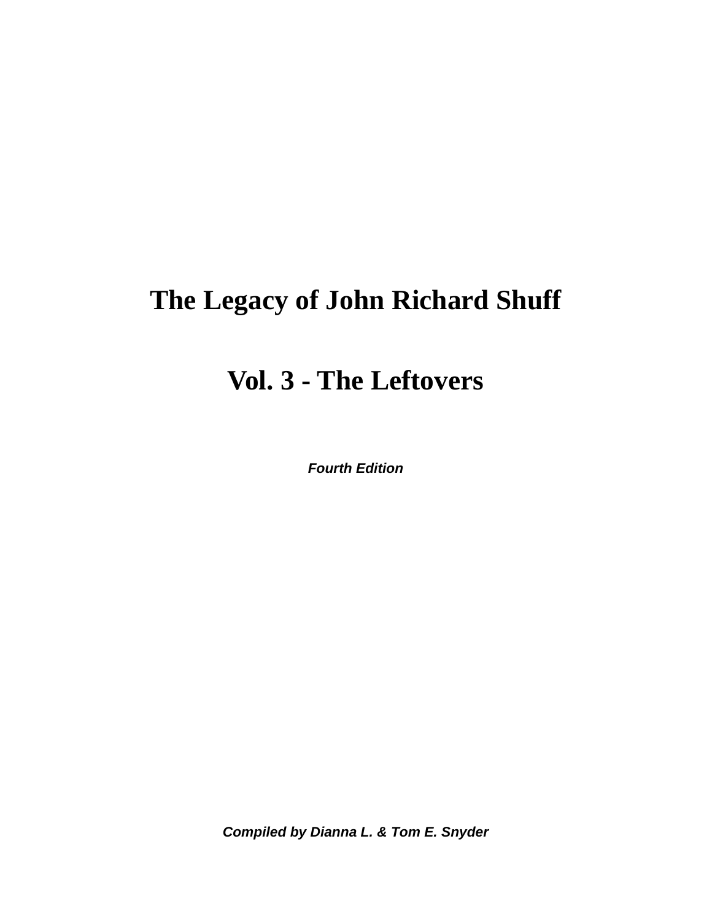# The Legacy of John Richard Shuff

# Vol. 3 - The Leftovers

***Fourth Edition***

***Compiled by Dianna L. & Tom E. Snyder***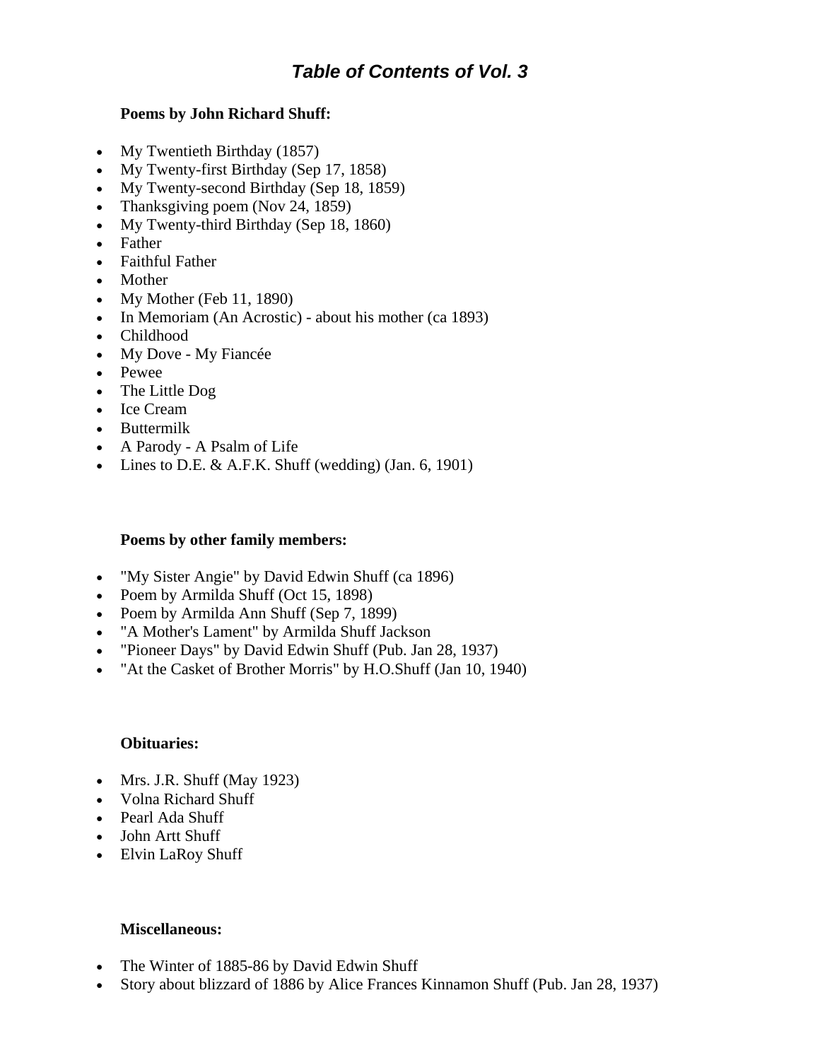# *Table of Contents of Vol. 3*

**Poems by John Richard Shuff:**

- My Twentieth Birthday (1857)
- My Twenty-first Birthday (Sep 17, 1858)
- My Twenty-second Birthday (Sep 18, 1859)
- Thanksgiving poem (Nov 24, 1859)
- My Twenty-third Birthday (Sep 18, 1860)
- Father
- Faithful Father
- Mother
- My Mother (Feb 11, 1890)
- In Memoriam (An Acrostic) - about his mother (ca 1893)
- Childhood
- My Dove - My Fiancée
- Pewee
- The Little Dog
- Ice Cream
- Buttermilk
- A Parody - A Psalm of Life
- Lines to D.E. & A.F.K. Shuff (wedding) (Jan. 6, 1901)

**Poems by other family members:**

- "My Sister Angie" by David Edwin Shuff (ca 1896)
- Poem by Armilda Shuff (Oct 15, 1898)
- Poem by Armilda Ann Shuff (Sep 7, 1899)
- "A Mother's Lament" by Armilda Shuff Jackson
- "Pioneer Days" by David Edwin Shuff (Pub. Jan 28, 1937)
- "At the Casket of Brother Morris" by H.O.Shuff (Jan 10, 1940)

**Obituaries:**

- Mrs. J.R. Shuff (May 1923)
- Volna Richard Shuff
- Pearl Ada Shuff
- John Artt Shuff
- Elvin LaRoy Shuff

**Miscellaneous:**

- The Winter of 1885-86 by David Edwin Shuff
- Story about blizzard of 1886 by Alice Frances Kinnamon Shuff (Pub. Jan 28, 1937)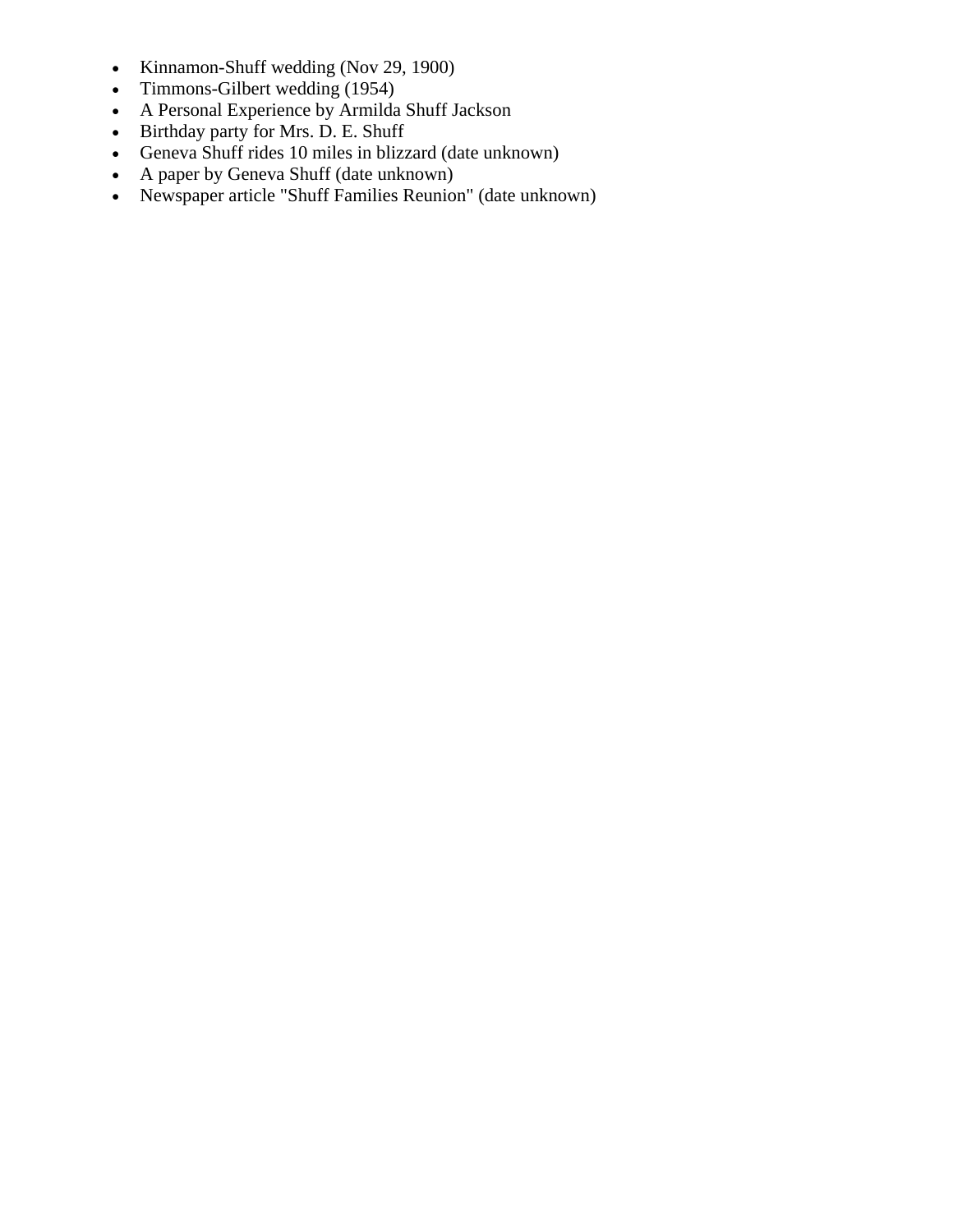- Kinnamon-Shuff wedding (Nov 29, 1900)
- Timmons-Gilbert wedding (1954)
- A Personal Experience by Armilda Shuff Jackson
- Birthday party for Mrs. D. E. Shuff
- Geneva Shuff rides 10 miles in blizzard (date unknown)
- A paper by Geneva Shuff (date unknown)
- Newspaper article "Shuff Families Reunion" (date unknown)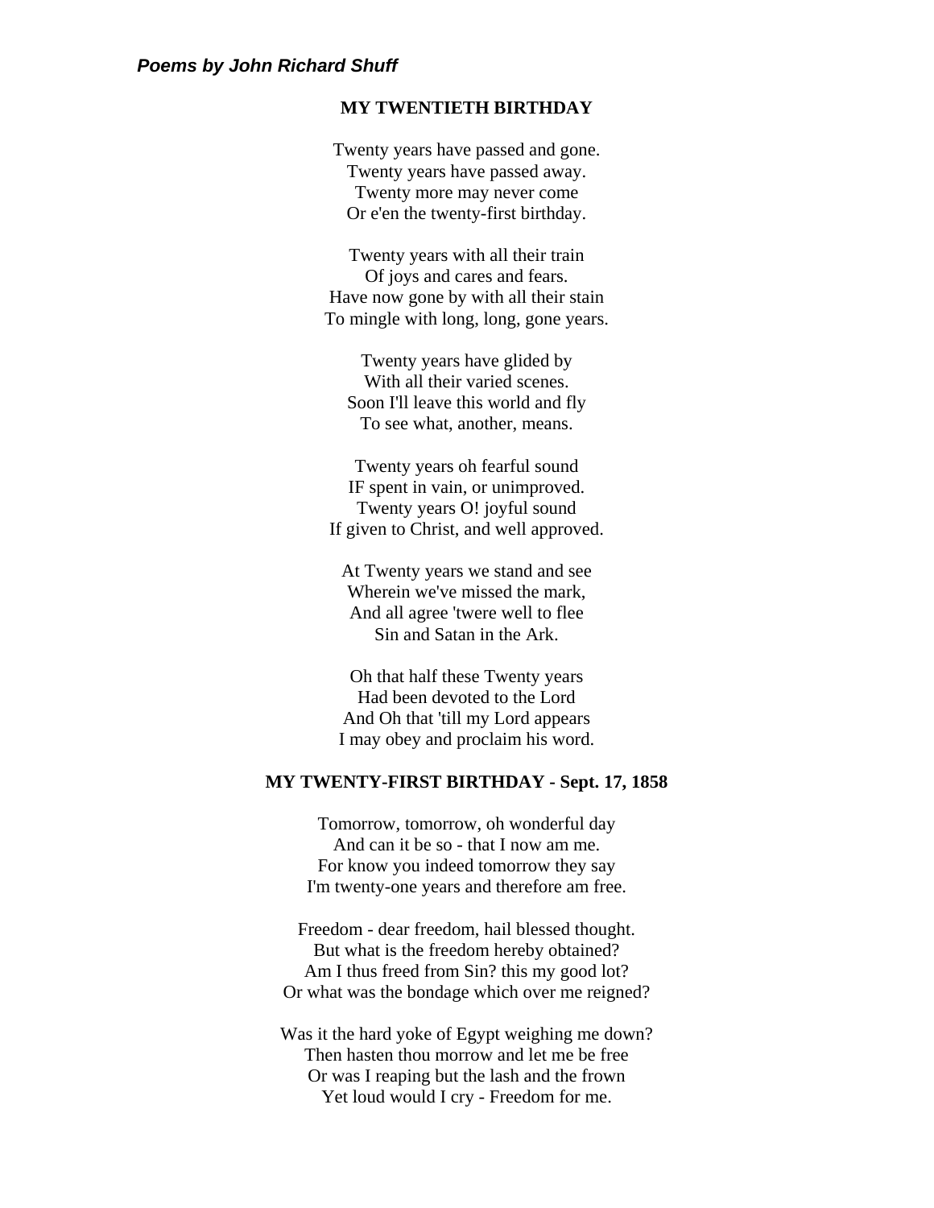## MY TWENTIETH BIRTHDAY

Twenty years have passed and gone.  
Twenty years have passed away.  
Twenty more may never come  
Or e'en the twenty-first birthday.

Twenty years with all their train  
Of joys and cares and fears.  
Have now gone by with all their stain  
To mingle with long, long, gone years.

Twenty years have glided by  
With all their varied scenes.  
Soon I'll leave this world and fly  
To see what, another, means.

Twenty years oh fearful sound  
IF spent in vain, or unimproved.  
Twenty years O! joyful sound  
If given to Christ, and well approved.

At Twenty years we stand and see  
Wherein we've missed the mark,  
And all agree 'twere well to flee  
Sin and Satan in the Ark.

Oh that half these Twenty years  
Had been devoted to the Lord  
And Oh that 'till my Lord appears  
I may obey and proclaim his word.

## MY TWENTY-FIRST BIRTHDAY - Sept. 17, 1858

Tomorrow, tomorrow, oh wonderful day  
And can it be so - that I now am me.  
For know you indeed tomorrow they say  
I'm twenty-one years and therefore am free.

Freedom - dear freedom, hail blessed thought.  
But what is the freedom hereby obtained?  
Am I thus freed from Sin? this my good lot?  
Or what was the bondage which over me reigned?

Was it the hard yoke of Egypt weighing me down?  
Then hasten thou morrow and let me be free  
Or was I reaping but the lash and the frown  
Yet loud would I cry - Freedom for me.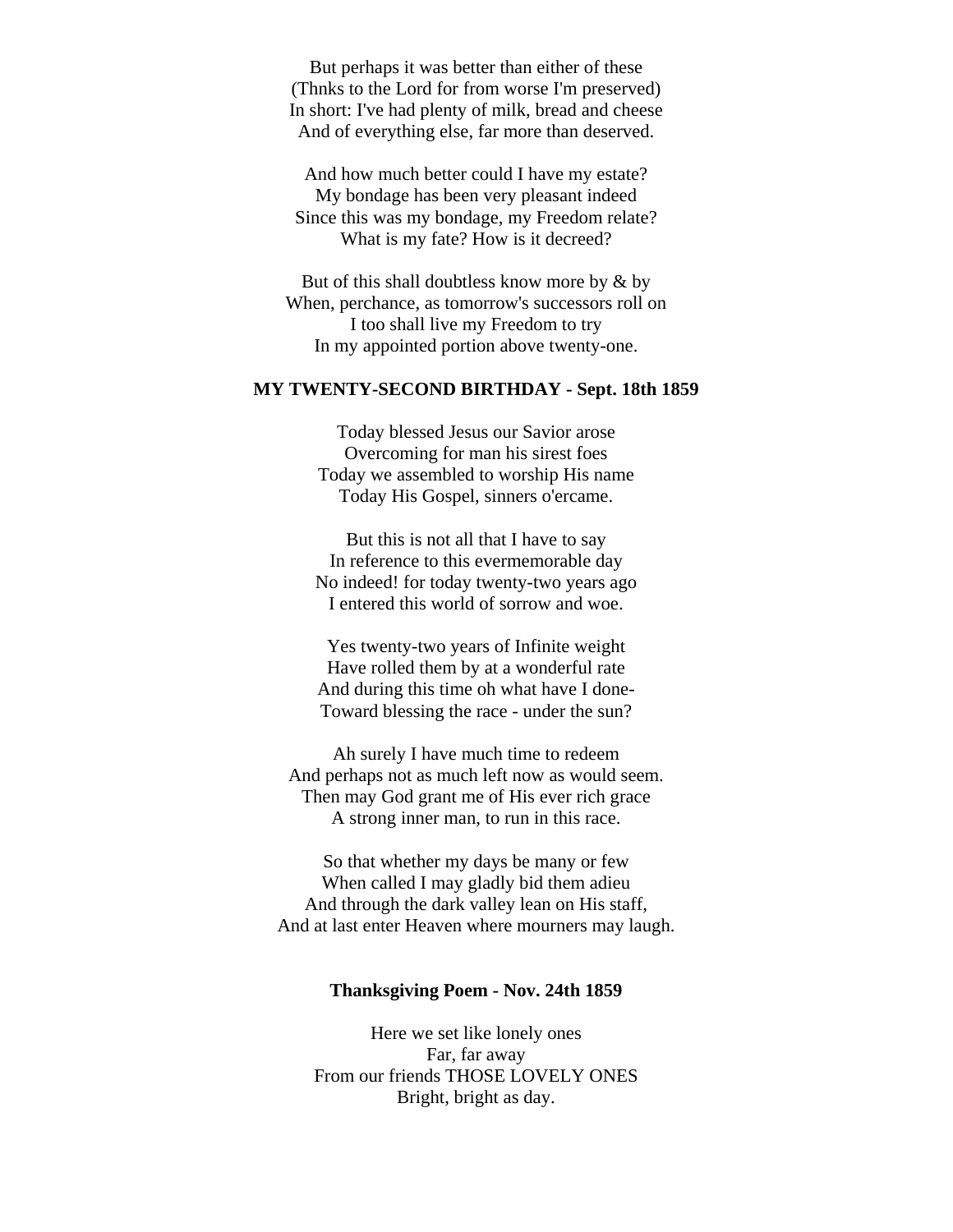But perhaps it was better than either of these
(Thnks to the Lord for from worse I'm preserved)
In short: I've had plenty of milk, bread and cheese
And of everything else, far more than deserved.

And how much better could I have my estate?
My bondage has been very pleasant indeed
Since this was my bondage, my Freedom relate?
What is my fate? How is it decreed?

But of this shall doubtless know more by & by
When, perchance, as tomorrow's successors roll on
I too shall live my Freedom to try
In my appointed portion above twenty-one.

**MY TWENTY-SECOND BIRTHDAY - Sept. 18th 1859**

Today blessed Jesus our Savior arose
Overcoming for man his sirest foes
Today we assembled to worship His name
Today His Gospel, sinners o'ercame.

But this is not all that I have to say
In reference to this evermemorable day
No indeed! for today twenty-two years ago
I entered this world of sorrow and woe.

Yes twenty-two years of Infinite weight
Have rolled them by at a wonderful rate
And during this time oh what have I done-
Toward blessing the race - under the sun?

Ah surely I have much time to redeem
And perhaps not as much left now as would seem.
Then may God grant me of His ever rich grace
A strong inner man, to run in this race.

So that whether my days be many or few
When called I may gladly bid them adieu
And through the dark valley lean on His staff,
And at last enter Heaven where mourners may laugh.

**Thanksgiving Poem - Nov. 24th 1859**

Here we set like lonely ones
Far, far away
From our friends THOSE LOVELY ONES
Bright, bright as day.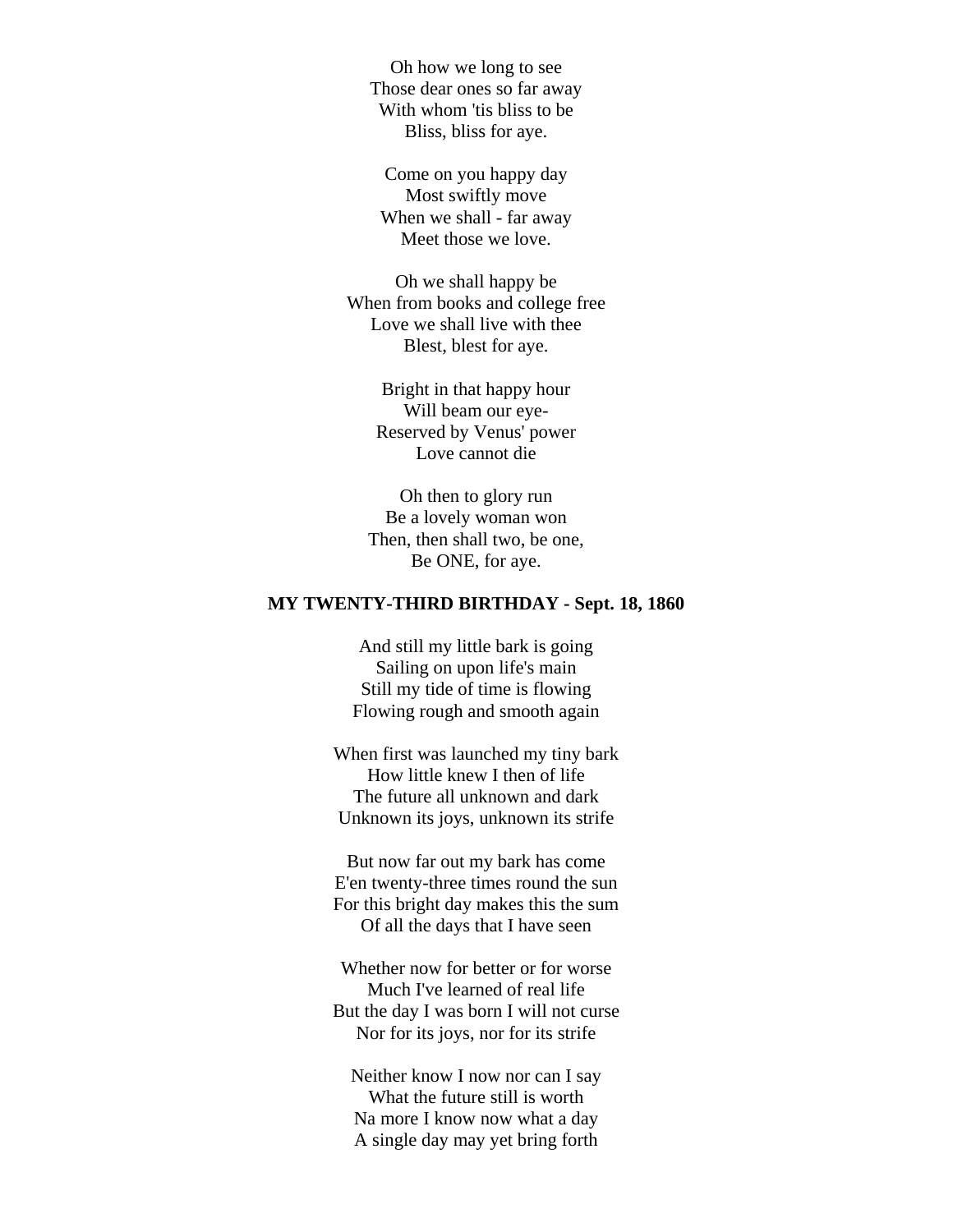Oh how we long to see  
Those dear ones so far away  
With whom 'tis bliss to be  
Bliss, bliss for aye.

Come on you happy day  
Most swiftly move  
When we shall - far away  
Meet those we love.

Oh we shall happy be  
When from books and college free  
Love we shall live with thee  
Blest, blest for aye.

Bright in that happy hour  
Will beam our eye-  
Reserved by Venus' power  
Love cannot die

Oh then to glory run  
Be a lovely woman won  
Then, then shall two, be one,  
Be ONE, for aye.

**MY TWENTY-THIRD BIRTHDAY - Sept. 18, 1860**

And still my little bark is going  
Sailing on upon life's main  
Still my tide of time is flowing  
Flowing rough and smooth again

When first was launched my tiny bark  
How little knew I then of life  
The future all unknown and dark  
Unknown its joys, unknown its strife

But now far out my bark has come  
E'en twenty-three times round the sun  
For this bright day makes this the sum  
Of all the days that I have seen

Whether now for better or for worse  
Much I've learned of real life  
But the day I was born I will not curse  
Nor for its joys, nor for its strife

Neither know I now nor can I say  
What the future still is worth  
Na more I know now what a day  
A single day may yet bring forth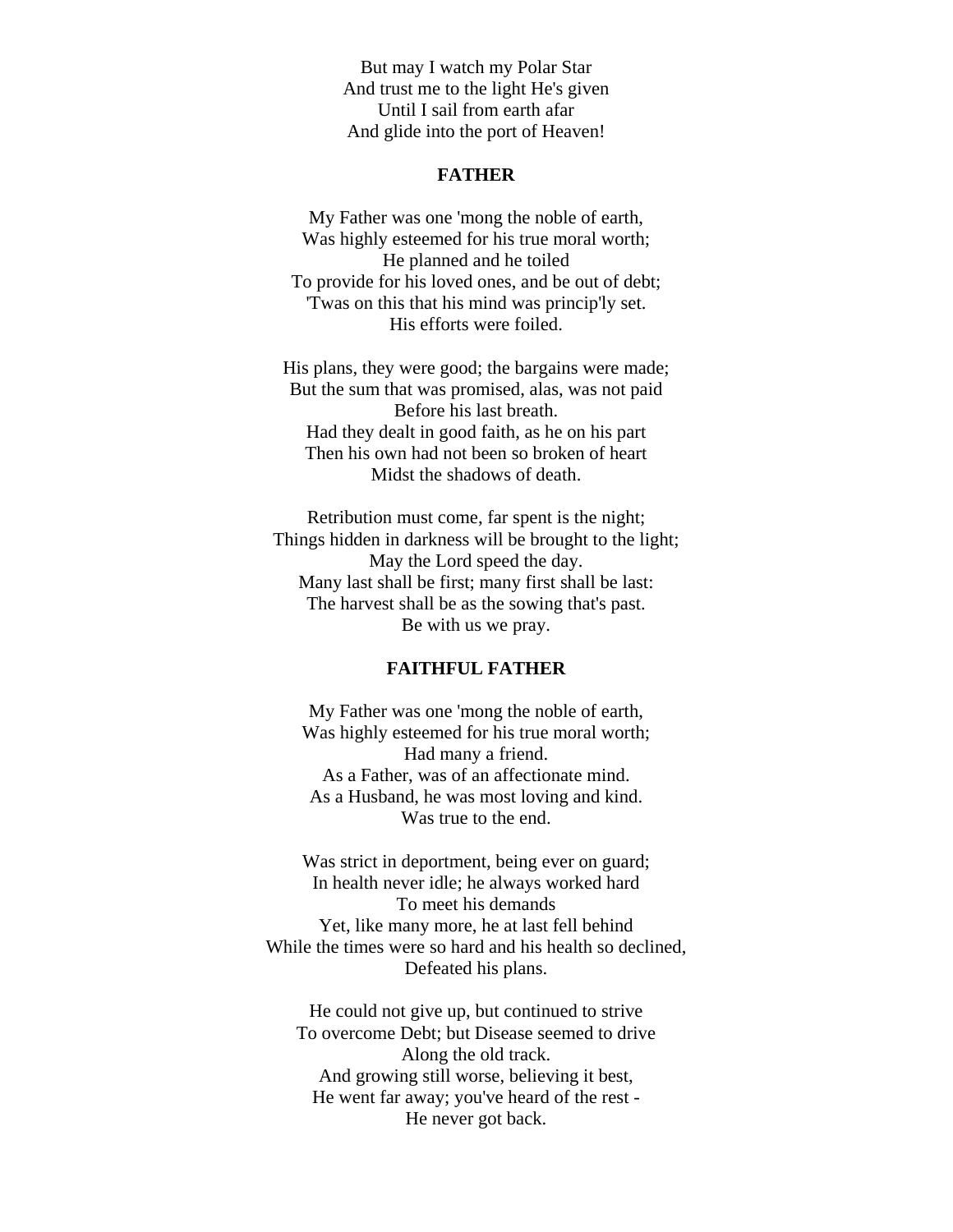But may I watch my Polar Star
And trust me to the light He's given
Until I sail from earth afar
And glide into the port of Heaven!

**FATHER**

My Father was one 'mong the noble of earth,
Was highly esteemed for his true moral worth;
He planned and he toiled
To provide for his loved ones, and be out of debt;
'Twas on this that his mind was princip'ly set.
His efforts were foiled.

His plans, they were good; the bargains were made;
But the sum that was promised, alas, was not paid
Before his last breath.
Had they dealt in good faith, as he on his part
Then his own had not been so broken of heart
Midst the shadows of death.

Retribution must come, far spent is the night;
Things hidden in darkness will be brought to the light;
May the Lord speed the day.
Many last shall be first; many first shall be last:
The harvest shall be as the sowing that's past.
Be with us we pray.

**FAITHFUL FATHER**

My Father was one 'mong the noble of earth,
Was highly esteemed for his true moral worth;
Had many a friend.
As a Father, was of an affectionate mind.
As a Husband, he was most loving and kind.
Was true to the end.

Was strict in deportment, being ever on guard;
In health never idle; he always worked hard
To meet his demands
Yet, like many more, he at last fell behind
While the times were so hard and his health so declined,
Defeated his plans.

He could not give up, but continued to strive
To overcome Debt; but Disease seemed to drive
Along the old track.
And growing still worse, believing it best,
He went far away; you've heard of the rest -
He never got back.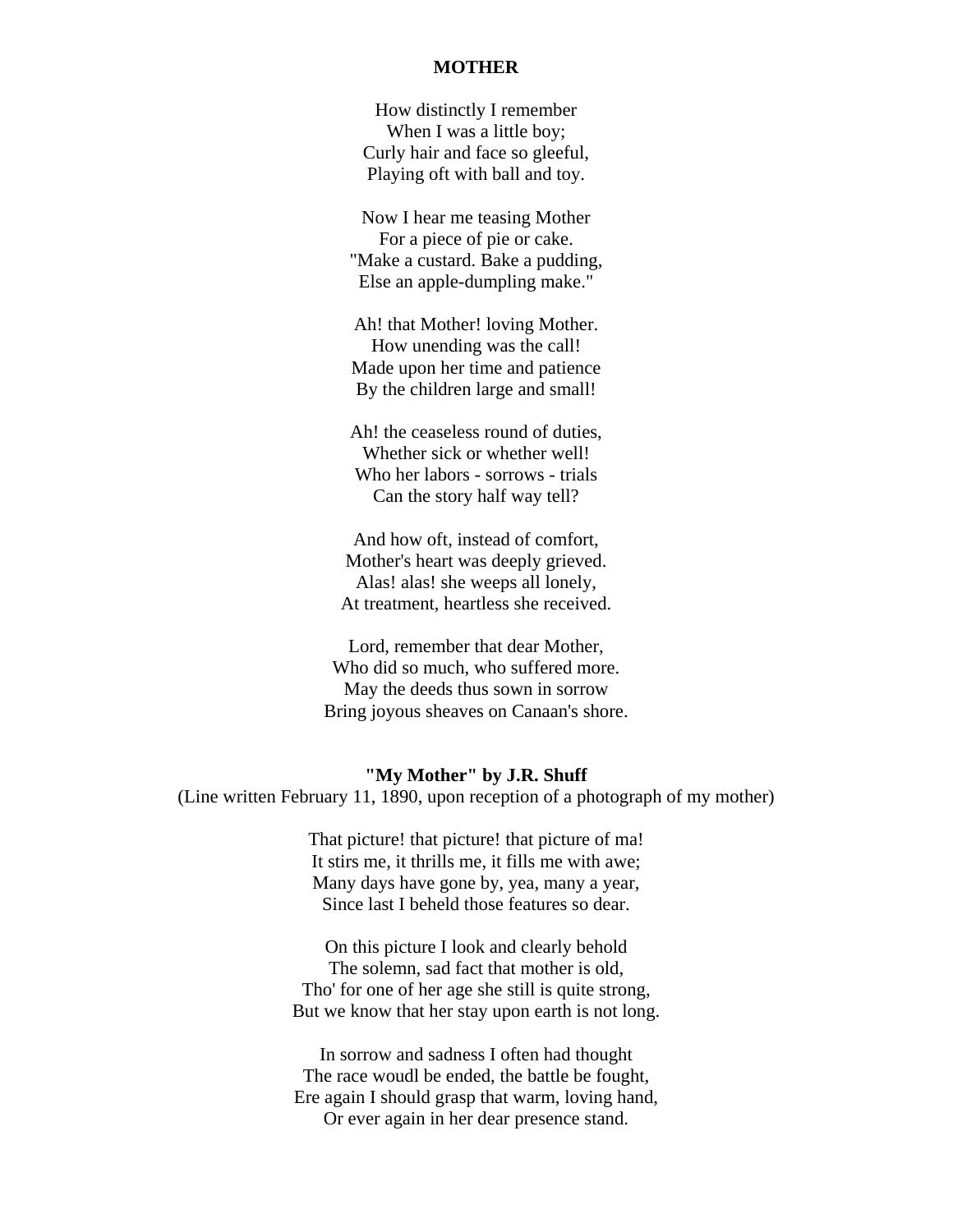**MOTHER**

How distinctly I remember
When I was a little boy;
Curly hair and face so gleeful,
Playing oft with ball and toy.

Now I hear me teasing Mother
For a piece of pie or cake.
"Make a custard. Bake a pudding,
Else an apple-dumpling make."

Ah! that Mother! loving Mother.
How unending was the call!
Made upon her time and patience
By the children large and small!

Ah! the ceaseless round of duties,
Whether sick or whether well!
Who her labors - sorrows - trials
Can the story half way tell?

And how oft, instead of comfort,
Mother's heart was deeply grieved.
Alas! alas! she weeps all lonely,
At treatment, heartless she received.

Lord, remember that dear Mother,
Who did so much, who suffered more.
May the deeds thus sown in sorrow
Bring joyous sheaves on Canaan's shore.

**"My Mother" by J.R. Shuff**
(Line written February 11, 1890, upon reception of a photograph of my mother)

That picture! that picture! that picture of ma!
It stirs me, it thrills me, it fills me with awe;
Many days have gone by, yea, many a year,
Since last I beheld those features so dear.

On this picture I look and clearly behold
The solemn, sad fact that mother is old,
Tho' for one of her age she still is quite strong,
But we know that her stay upon earth is not long.

In sorrow and sadness I often had thought
The race woudl be ended, the battle be fought,
Ere again I should grasp that warm, loving hand,
Or ever again in her dear presence stand.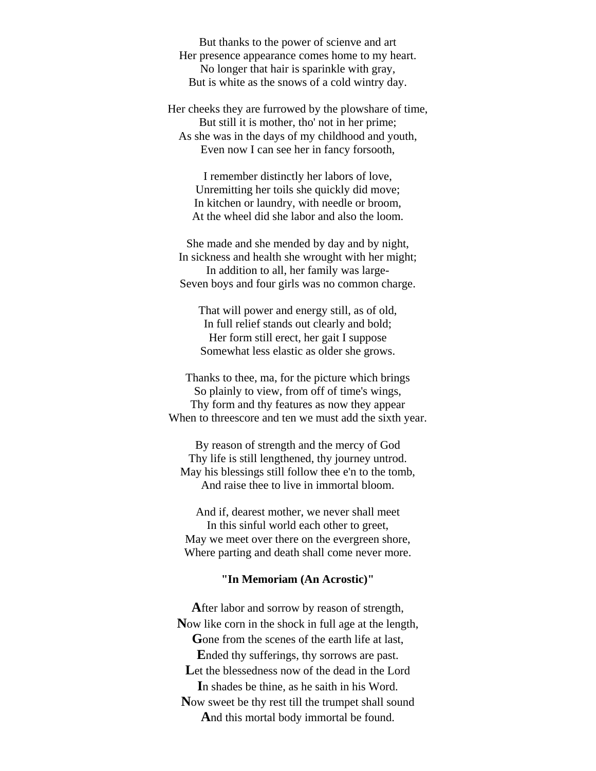But thanks to the power of scienve and art
Her presence appearance comes home to my heart.
No longer that hair is sparinkle with gray,
But is white as the snows of a cold wintry day.

Her cheeks they are furrowed by the plowshare of time,
But still it is mother, tho' not in her prime;
As she was in the days of my childhood and youth,
Even now I can see her in fancy forsooth,

I remember distinctly her labors of love,
Unremitting her toils she quickly did move;
In kitchen or laundry, with needle or broom,
At the wheel did she labor and also the loom.

She made and she mended by day and by night,
In sickness and health she wrought with her might;
In addition to all, her family was large-
Seven boys and four girls was no common charge.

That will power and energy still, as of old,
In full relief stands out clearly and bold;
Her form still erect, her gait I suppose
Somewhat less elastic as older she grows.

Thanks to thee, ma, for the picture which brings
So plainly to view, from off of time's wings,
Thy form and thy features as now they appear
When to threescore and ten we must add the sixth year.

By reason of strength and the mercy of God
Thy life is still lengthened, thy journey untrod.
May his blessings still follow thee e'n to the tomb,
And raise thee to live in immortal bloom.

And if, dearest mother, we never shall meet
In this sinful world each other to greet,
May we meet over there on the evergreen shore,
Where parting and death shall come never more.

**"In Memoriam (An Acrostic)"**

**A**fter labor and sorrow by reason of strength,
**N**ow like corn in the shock in full age at the length,
**G**one from the scenes of the earth life at last,
**E**nded thy sufferings, thy sorrows are past.
**L**et the blessedness now of the dead in the Lord
**I**n shades be thine, as he saith in his Word.
**N**ow sweet be thy rest till the trumpet shall sound
**A**nd this mortal body immortal be found.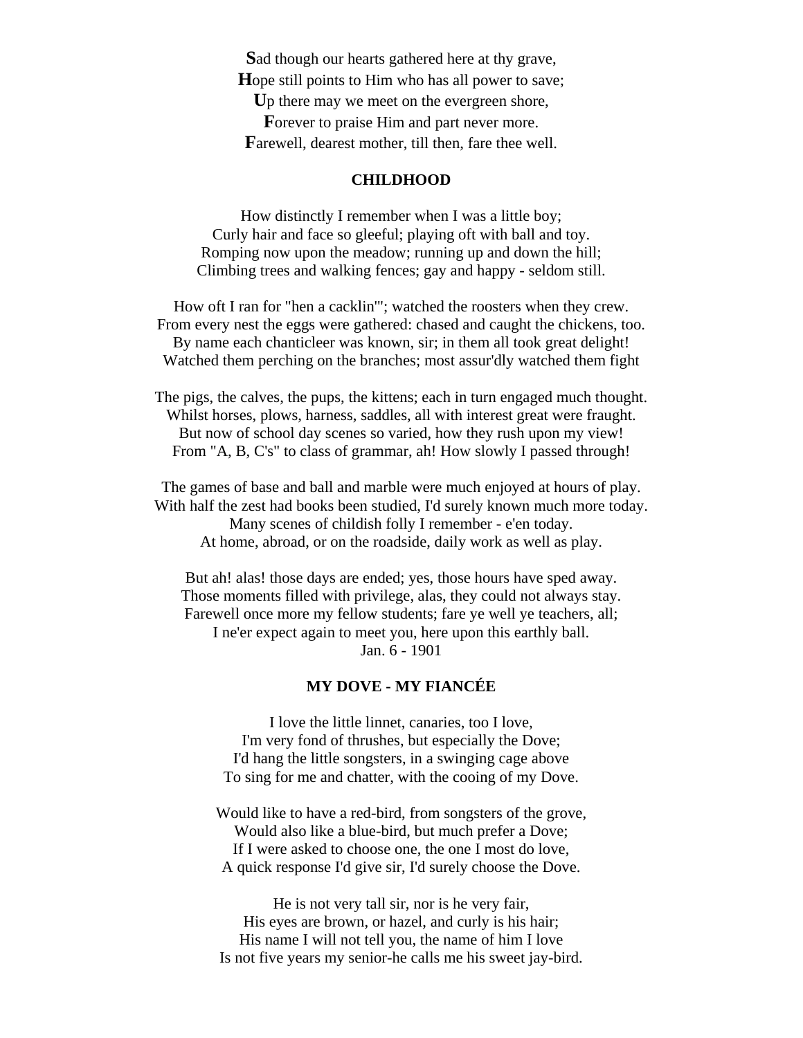**S**ad though our hearts gathered here at thy grave,  
**H**ope still points to Him who has all power to save;  
**U**p there may we meet on the evergreen shore,  
**F**orever to praise Him and part never more.  
**F**arewell, dearest mother, till then, fare thee well.

## CHILDHOOD

How distinctly I remember when I was a little boy;  
Curly hair and face so gleeful; playing oft with ball and toy.  
Romping now upon the meadow; running up and down the hill;  
Climbing trees and walking fences; gay and happy - seldom still.

How oft I ran for "hen a cacklin'"; watched the roosters when they crew.  
From every nest the eggs were gathered: chased and caught the chickens, too.  
By name each chanticleer was known, sir; in them all took great delight!  
Watched them perching on the branches; most assur'dly watched them fight

The pigs, the calves, the pups, the kittens; each in turn engaged much thought.  
Whilst horses, plows, harness, saddles, all with interest great were fraught.  
But now of school day scenes so varied, how they rush upon my view!  
From "A, B, C's" to class of grammar, ah! How slowly I passed through!

The games of base and ball and marble were much enjoyed at hours of play.  
With half the zest had books been studied, I'd surely known much more today.  
Many scenes of childish folly I remember - e'en today.  
At home, abroad, or on the roadside, daily work as well as play.

But ah! alas! those days are ended; yes, those hours have sped away.  
Those moments filled with privilege, alas, they could not always stay.  
Farewell once more my fellow students; fare ye well ye teachers, all;  
I ne'er expect again to meet you, here upon this earthly ball.  
Jan. 6 - 1901

## MY DOVE - MY FIANCÉE

I love the little linnet, canaries, too I love,  
I'm very fond of thrushes, but especially the Dove;  
I'd hang the little songsters, in a swinging cage above  
To sing for me and chatter, with the cooing of my Dove.

Would like to have a red-bird, from songsters of the grove,  
Would also like a blue-bird, but much prefer a Dove;  
If I were asked to choose one, the one I most do love,  
A quick response I'd give sir, I'd surely choose the Dove.

He is not very tall sir, nor is he very fair,  
His eyes are brown, or hazel, and curly is his hair;  
His name I will not tell you, the name of him I love  
Is not five years my senior-he calls me his sweet jay-bird.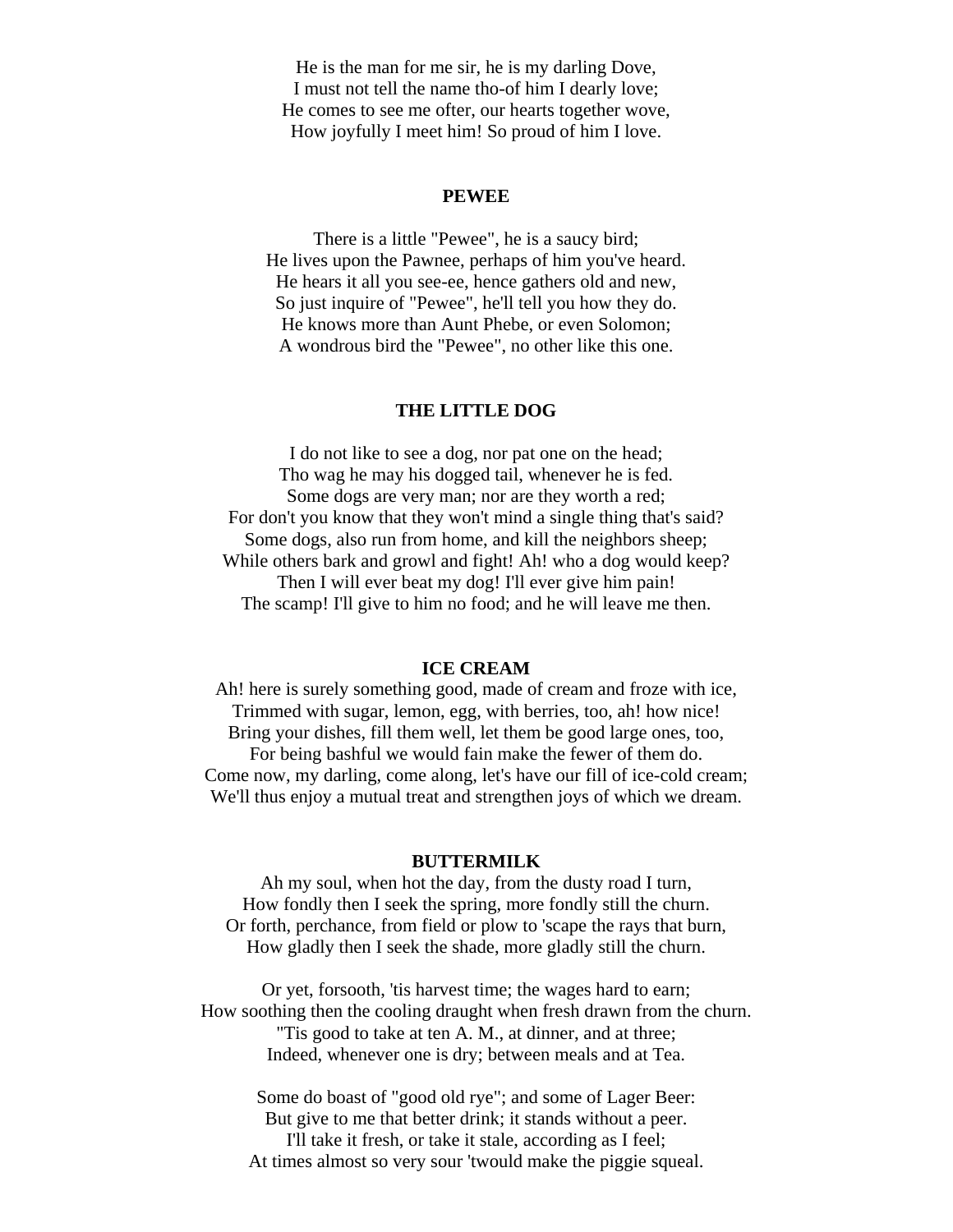He is the man for me sir, he is my darling Dove,  
I must not tell the name tho-of him I dearly love;  
He comes to see me ofter, our hearts together wove,  
How joyfully I meet him! So proud of him I love.

### PEWEE

There is a little "Pewee", he is a saucy bird;  
He lives upon the Pawnee, perhaps of him you've heard.  
He hears it all you see-ee, hence gathers old and new,  
So just inquire of "Pewee", he'll tell you how they do.  
He knows more than Aunt Phebe, or even Solomon;  
A wondrous bird the "Pewee", no other like this one.

### THE LITTLE DOG

I do not like to see a dog, nor pat one on the head;  
Tho wag he may his dogged tail, whenever he is fed.  
Some dogs are very man; nor are they worth a red;  
For don't you know that they won't mind a single thing that's said?  
Some dogs, also run from home, and kill the neighbors sheep;  
While others bark and growl and fight! Ah! who a dog would keep?  
Then I will ever beat my dog! I'll ever give him pain!  
The scamp! I'll give to him no food; and he will leave me then.

### ICE CREAM

Ah! here is surely something good, made of cream and froze with ice,  
Trimmed with sugar, lemon, egg, with berries, too, ah! how nice!  
Bring your dishes, fill them well, let them be good large ones, too,  
For being bashful we would fain make the fewer of them do.  
Come now, my darling, come along, let's have our fill of ice-cold cream;  
We'll thus enjoy a mutual treat and strengthen joys of which we dream.

### BUTTERMILK

Ah my soul, when hot the day, from the dusty road I turn,  
How fondly then I seek the spring, more fondly still the churn.  
Or forth, perchance, from field or plow to 'scape the rays that burn,  
How gladly then I seek the shade, more gladly still the churn.

Or yet, forsooth, 'tis harvest time; the wages hard to earn;  
How soothing then the cooling draught when fresh drawn from the churn.  
"Tis good to take at ten A. M., at dinner, and at three;  
Indeed, whenever one is dry; between meals and at Tea.

Some do boast of "good old rye"; and some of Lager Beer:  
But give to me that better drink; it stands without a peer.  
I'll take it fresh, or take it stale, according as I feel;  
At times almost so very sour 'twould make the piggie squeal.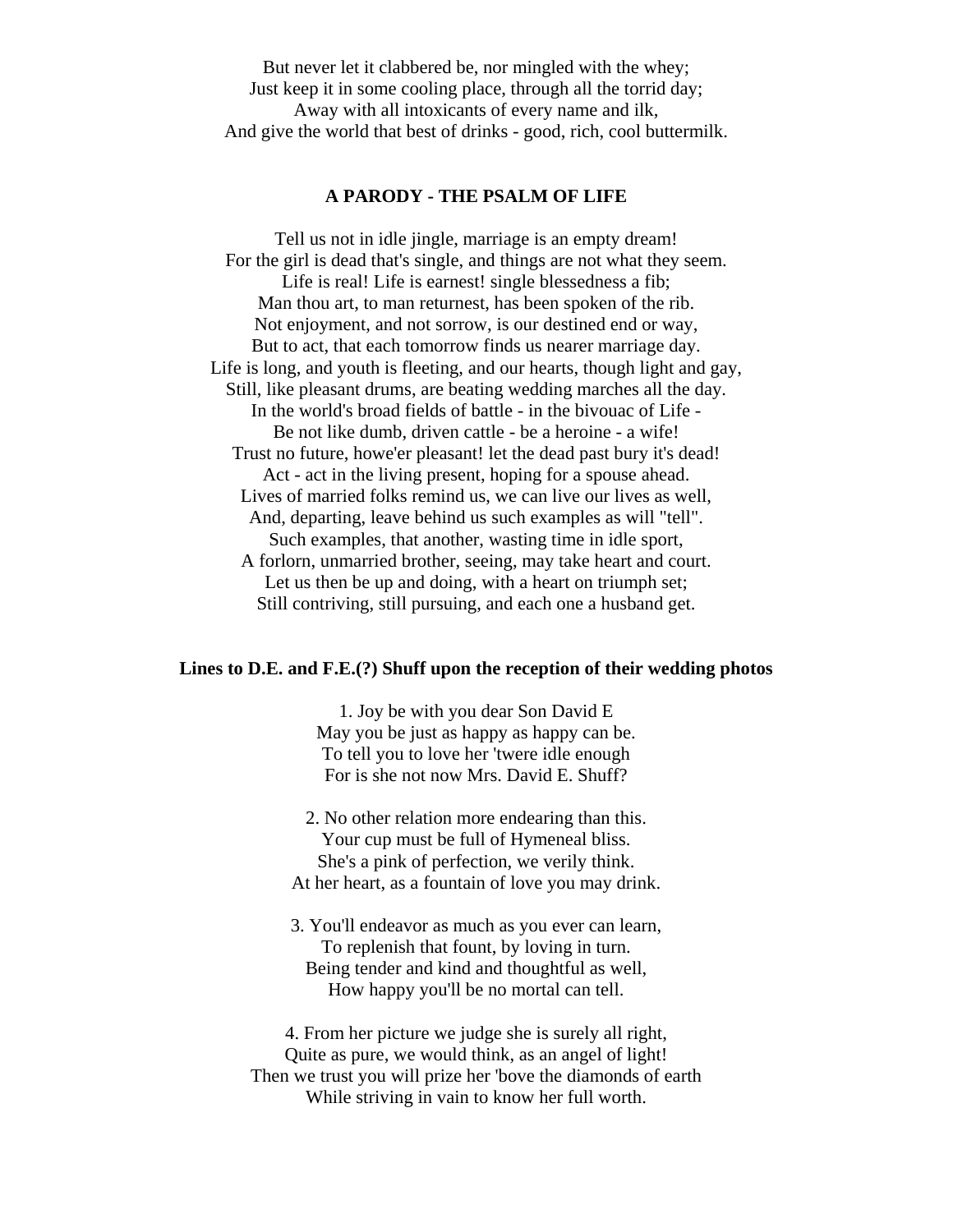But never let it clabbered be, nor mingled with the whey;  
Just keep it in some cooling place, through all the torrid day;  
Away with all intoxicants of every name and ilk,  
And give the world that best of drinks - good, rich, cool buttermilk.

**A PARODY - THE PSALM OF LIFE**

Tell us not in idle jingle, marriage is an empty dream!  
For the girl is dead that's single, and things are not what they seem.  
Life is real! Life is earnest! single blessedness a fib;  
Man thou art, to man returnest, has been spoken of the rib.  
Not enjoyment, and not sorrow, is our destined end or way,  
But to act, that each tomorrow finds us nearer marriage day.  
Life is long, and youth is fleeting, and our hearts, though light and gay,  
Still, like pleasant drums, are beating wedding marches all the day.  
In the world's broad fields of battle - in the bivouac of Life -  
Be not like dumb, driven cattle - be a heroine - a wife!  
Trust no future, howe'er pleasant! let the dead past bury it's dead!  
Act - act in the living present, hoping for a spouse ahead.  
Lives of married folks remind us, we can live our lives as well,  
And, departing, leave behind us such examples as will "tell".  
Such examples, that another, wasting time in idle sport,  
A forlorn, unmarried brother, seeing, may take heart and court.  
Let us then be up and doing, with a heart on triumph set;  
Still contriving, still pursuing, and each one a husband get.

**Lines to D.E. and F.E.(?) Shuff upon the reception of their wedding photos**

1. Joy be with you dear Son David E  
May you be just as happy as happy can be.  
To tell you to love her 'twere idle enough  
For is she not now Mrs. David E. Shuff?

2. No other relation more endearing than this.  
Your cup must be full of Hymeneal bliss.  
She's a pink of perfection, we verily think.  
At her heart, as a fountain of love you may drink.

3. You'll endeavor as much as you ever can learn,  
To replenish that fount, by loving in turn.  
Being tender and kind and thoughtful as well,  
How happy you'll be no mortal can tell.

4. From her picture we judge she is surely all right,  
Quite as pure, we would think, as an angel of light!  
Then we trust you will prize her 'bove the diamonds of earth  
While striving in vain to know her full worth.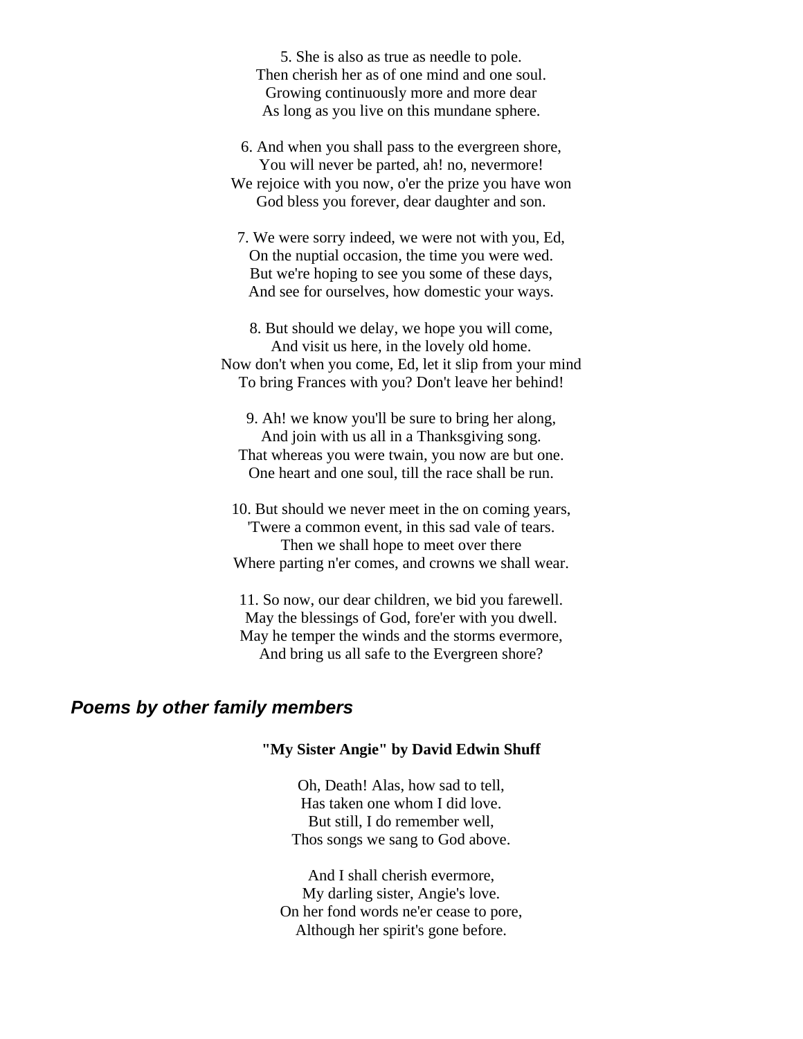5. She is also as true as needle to pole.  
Then cherish her as of one mind and one soul.  
Growing continuously more and more dear  
As long as you live on this mundane sphere.

6. And when you shall pass to the evergreen shore,  
You will never be parted, ah! no, nevermore!  
We rejoice with you now, o'er the prize you have won  
God bless you forever, dear daughter and son.

7. We were sorry indeed, we were not with you, Ed,  
On the nuptial occasion, the time you were wed.  
But we're hoping to see you some of these days,  
And see for ourselves, how domestic your ways.

8. But should we delay, we hope you will come,  
And visit us here, in the lovely old home.  
Now don't when you come, Ed, let it slip from your mind  
To bring Frances with you? Don't leave her behind!

9. Ah! we know you'll be sure to bring her along,  
And join with us all in a Thanksgiving song.  
That whereas you were twain, you now are but one.  
One heart and one soul, till the race shall be run.

10. But should we never meet in the on coming years,  
'Twere a common event, in this sad vale of tears.  
Then we shall hope to meet over there  
Where parting n'er comes, and crowns we shall wear.

11. So now, our dear children, we bid you farewell.  
May the blessings of God, fore'er with you dwell.  
May he temper the winds and the storms evermore,  
And bring us all safe to the Evergreen shore?

## *Poems by other family members*

**"My Sister Angie" by David Edwin Shuff**

Oh, Death! Alas, how sad to tell,  
Has taken one whom I did love.  
But still, I do remember well,  
Thos songs we sang to God above.

And I shall cherish evermore,  
My darling sister, Angie's love.  
On her fond words ne'er cease to pore,  
Although her spirit's gone before.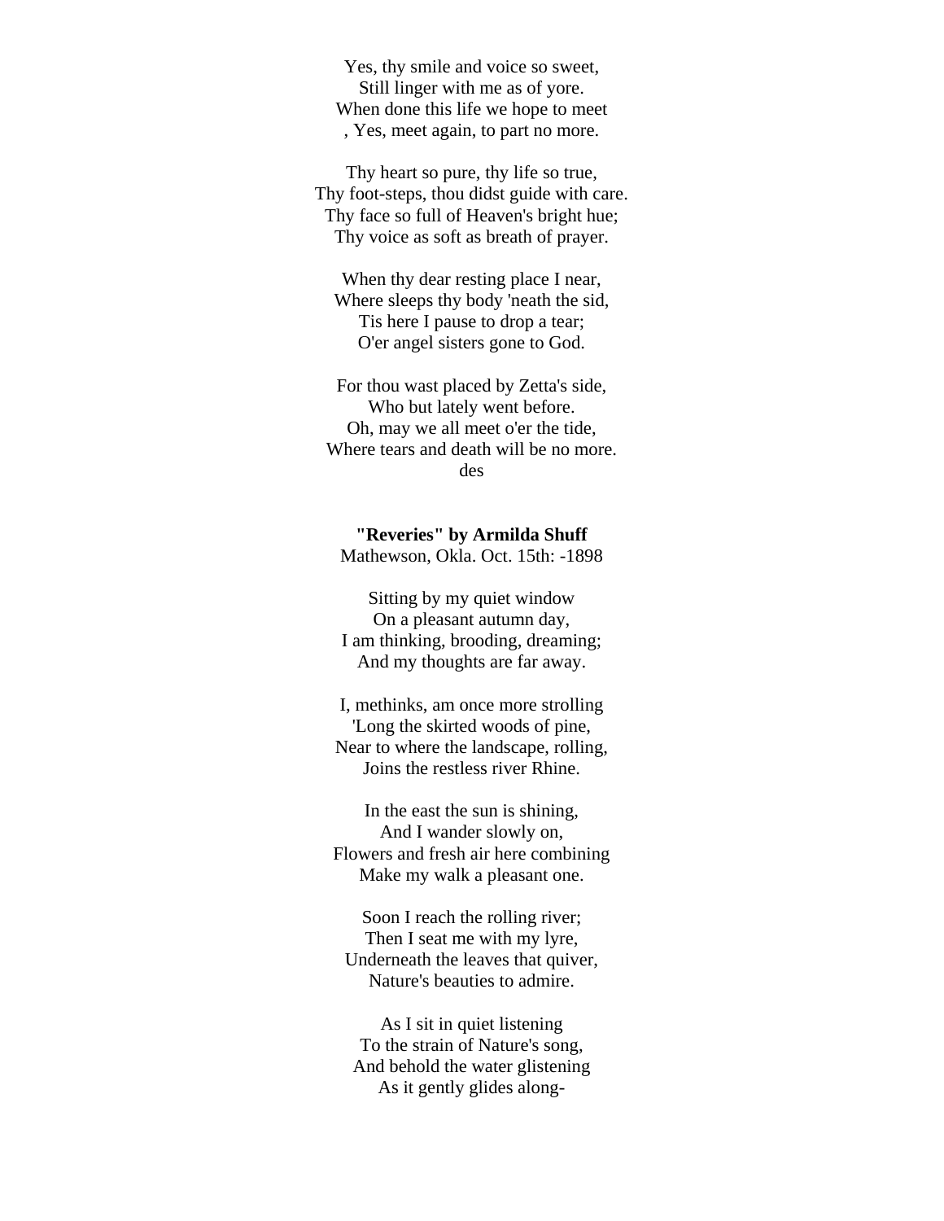Yes, thy smile and voice so sweet,  
Still linger with me as of yore.  
When done this life we hope to meet  
, Yes, meet again, to part no more.

Thy heart so pure, thy life so true,  
Thy foot-steps, thou didst guide with care.  
Thy face so full of Heaven's bright hue;  
Thy voice as soft as breath of prayer.

When thy dear resting place I near,  
Where sleeps thy body 'neath the sid,  
Tis here I pause to drop a tear;  
O'er angel sisters gone to God.

For thou wast placed by Zetta's side,  
Who but lately went before.  
Oh, may we all meet o'er the tide,  
Where tears and death will be no more.  
des

**"Reveries" by Armilda Shuff**  
Mathewson, Okla. Oct. 15th: -1898

Sitting by my quiet window  
On a pleasant autumn day,  
I am thinking, brooding, dreaming;  
And my thoughts are far away.

I, methinks, am once more strolling  
'Long the skirted woods of pine,  
Near to where the landscape, rolling,  
Joins the restless river Rhine.

In the east the sun is shining,  
And I wander slowly on,  
Flowers and fresh air here combining  
Make my walk a pleasant one.

Soon I reach the rolling river;  
Then I seat me with my lyre,  
Underneath the leaves that quiver,  
Nature's beauties to admire.

As I sit in quiet listening  
To the strain of Nature's song,  
And behold the water glistening  
As it gently glides along-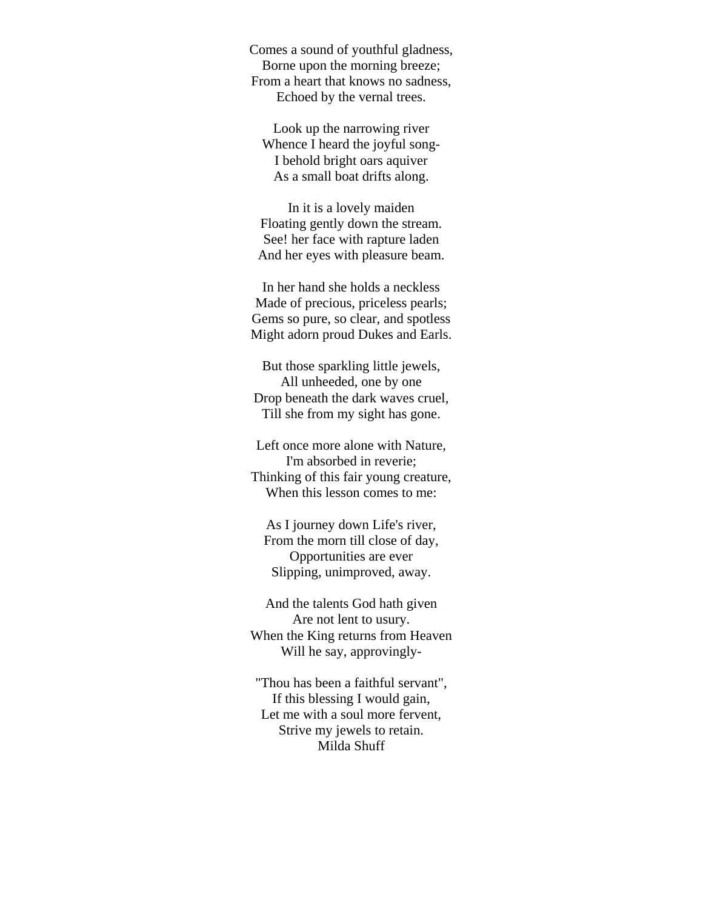Comes a sound of youthful gladness,  
Borne upon the morning breeze;  
From a heart that knows no sadness,  
Echoed by the vernal trees.

Look up the narrowing river  
Whence I heard the joyful song-  
I behold bright oars aquiver  
As a small boat drifts along.

In it is a lovely maiden  
Floating gently down the stream.  
See! her face with rapture laden  
And her eyes with pleasure beam.

In her hand she holds a neckless  
Made of precious, priceless pearls;  
Gems so pure, so clear, and spotless  
Might adorn proud Dukes and Earls.

But those sparkling little jewels,  
All unheeded, one by one  
Drop beneath the dark waves cruel,  
Till she from my sight has gone.

Left once more alone with Nature,  
I'm absorbed in reverie;  
Thinking of this fair young creature,  
When this lesson comes to me:

As I journey down Life's river,  
From the morn till close of day,  
Opportunities are ever  
Slipping, unimproved, away.

And the talents God hath given  
Are not lent to usury.  
When the King returns from Heaven  
Will he say, approvingly-

"Thou has been a faithful servant",  
If this blessing I would gain,  
Let me with a soul more fervent,  
Strive my jewels to retain.  
Milda Shuff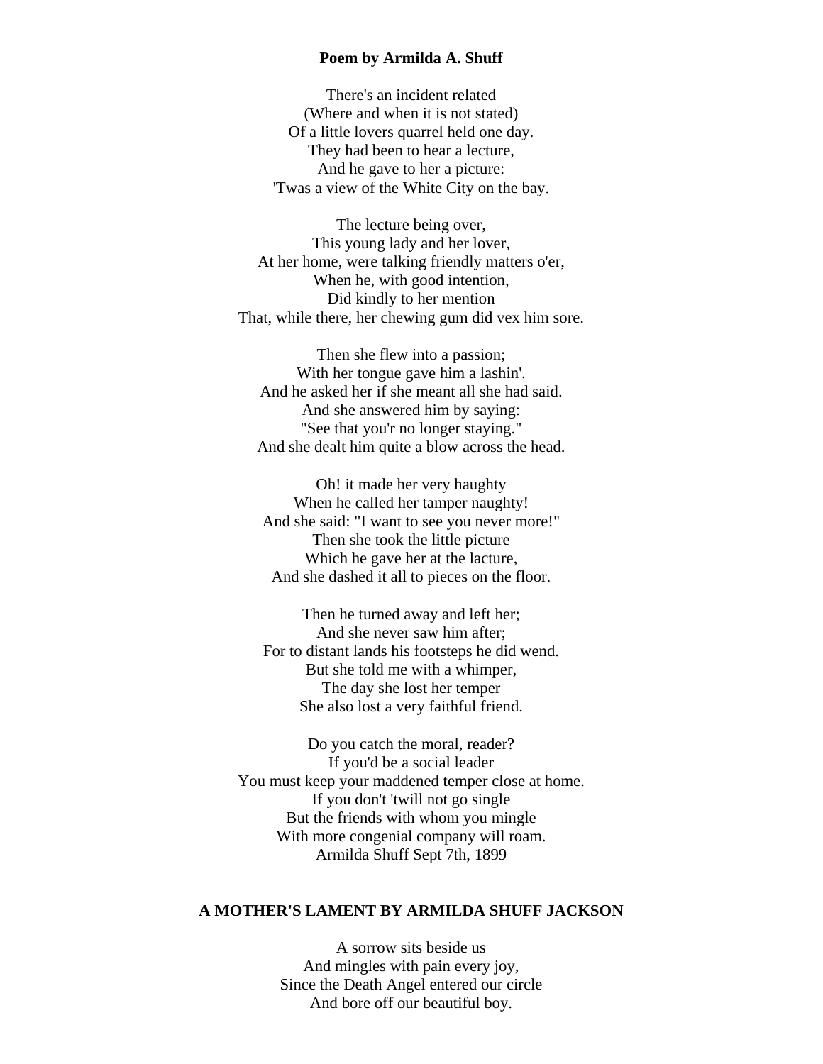**Poem by Armilda A. Shuff**

There's an incident related  
(Where and when it is not stated)  
Of a little lovers quarrel held one day.  
They had been to hear a lecture,  
And he gave to her a picture:  
'Twas a view of the White City on the bay.

The lecture being over,  
This young lady and her lover,  
At her home, were talking friendly matters o'er,  
When he, with good intention,  
Did kindly to her mention  
That, while there, her chewing gum did vex him sore.

Then she flew into a passion;  
With her tongue gave him a lashin'.  
And he asked her if she meant all she had said.  
And she answered him by saying:  
"See that you'r no longer staying."  
And she dealt him quite a blow across the head.

Oh! it made her very haughty  
When he called her tamper naughty!  
And she said: "I want to see you never more!"  
Then she took the little picture  
Which he gave her at the lacture,  
And she dashed it all to pieces on the floor.

Then he turned away and left her;  
And she never saw him after;  
For to distant lands his footsteps he did wend.  
But she told me with a whimper,  
The day she lost her temper  
She also lost a very faithful friend.

Do you catch the moral, reader?  
If you'd be a social leader  
You must keep your maddened temper close at home.  
If you don't 'twill not go single  
But the friends with whom you mingle  
With more congenial company will roam.  
Armilda Shuff Sept 7th, 1899

**A MOTHER'S LAMENT BY ARMILDA SHUFF JACKSON**

A sorrow sits beside us  
And mingles with pain every joy,  
Since the Death Angel entered our circle  
And bore off our beautiful boy.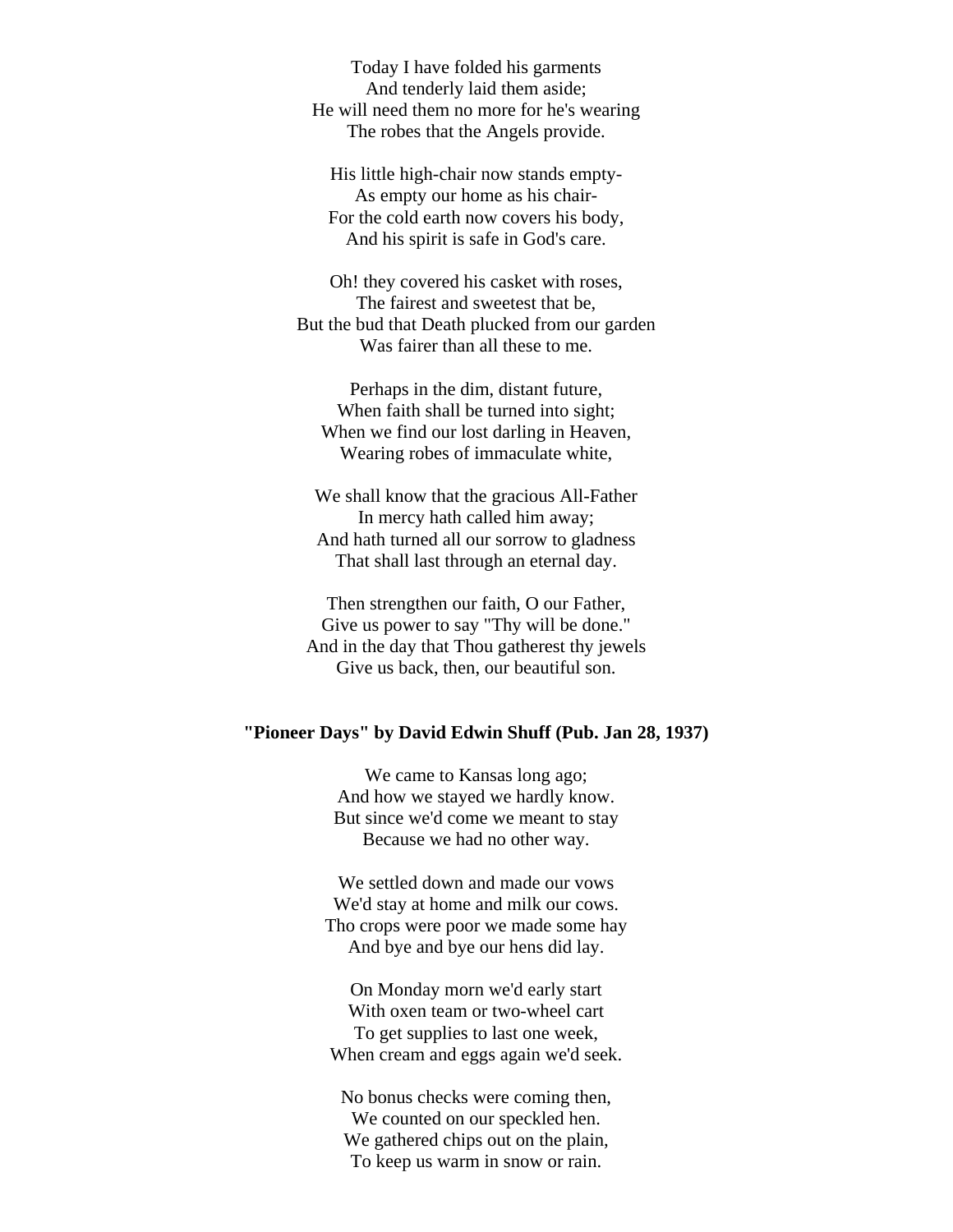Today I have folded his garments  
And tenderly laid them aside;  
He will need them no more for he's wearing  
The robes that the Angels provide.

His little high-chair now stands empty-  
As empty our home as his chair-  
For the cold earth now covers his body,  
And his spirit is safe in God's care.

Oh! they covered his casket with roses,  
The fairest and sweetest that be,  
But the bud that Death plucked from our garden  
Was fairer than all these to me.

Perhaps in the dim, distant future,  
When faith shall be turned into sight;  
When we find our lost darling in Heaven,  
Wearing robes of immaculate white,

We shall know that the gracious All-Father  
In mercy hath called him away;  
And hath turned all our sorrow to gladness  
That shall last through an eternal day.

Then strengthen our faith, O our Father,  
Give us power to say "Thy will be done."  
And in the day that Thou gatherest thy jewels  
Give us back, then, our beautiful son.

**"Pioneer Days" by David Edwin Shuff (Pub. Jan 28, 1937)**

We came to Kansas long ago;  
And how we stayed we hardly know.  
But since we'd come we meant to stay  
Because we had no other way.

We settled down and made our vows  
We'd stay at home and milk our cows.  
Tho crops were poor we made some hay  
And bye and bye our hens did lay.

On Monday morn we'd early start  
With oxen team or two-wheel cart  
To get supplies to last one week,  
When cream and eggs again we'd seek.

No bonus checks were coming then,  
We counted on our speckled hen.  
We gathered chips out on the plain,  
To keep us warm in snow or rain.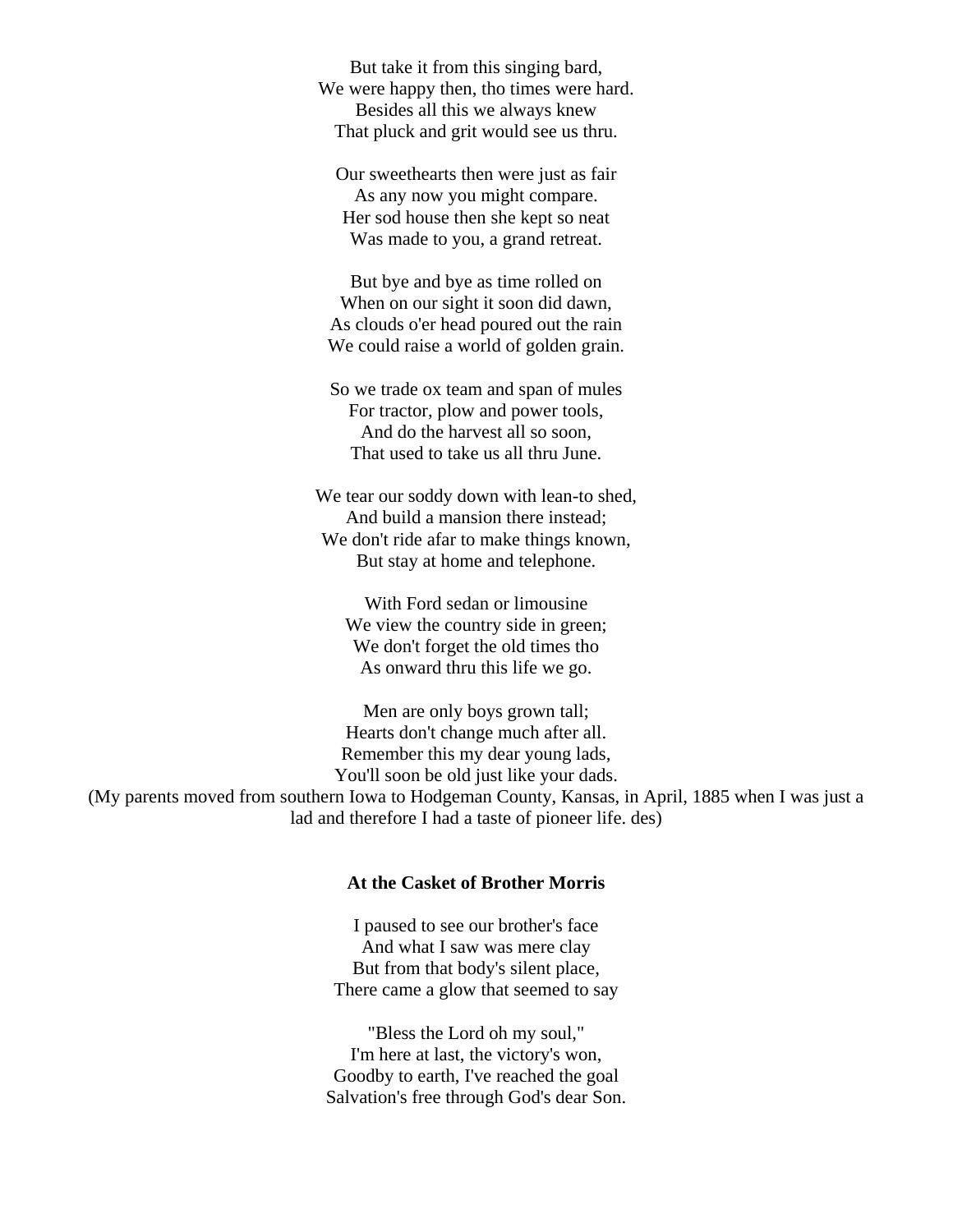But take it from this singing bard,
We were happy then, tho times were hard.
Besides all this we always knew
That pluck and grit would see us thru.

Our sweethearts then were just as fair
As any now you might compare.
Her sod house then she kept so neat
Was made to you, a grand retreat.

But bye and bye as time rolled on
When on our sight it soon did dawn,
As clouds o'er head poured out the rain
We could raise a world of golden grain.

So we trade ox team and span of mules
For tractor, plow and power tools,
And do the harvest all so soon,
That used to take us all thru June.

We tear our soddy down with lean-to shed,
And build a mansion there instead;
We don't ride afar to make things known,
But stay at home and telephone.

With Ford sedan or limousine
We view the country side in green;
We don't forget the old times tho
As onward thru this life we go.

Men are only boys grown tall;
Hearts don't change much after all.
Remember this my dear young lads,
You'll soon be old just like your dads.

(My parents moved from southern Iowa to Hodgeman County, Kansas, in April, 1885 when I was just a lad and therefore I had a taste of pioneer life. des)

**At the Casket of Brother Morris**

I paused to see our brother's face
And what I saw was mere clay
But from that body's silent place,
There came a glow that seemed to say

"Bless the Lord oh my soul,"
I'm here at last, the victory's won,
Goodby to earth, I've reached the goal
Salvation's free through God's dear Son.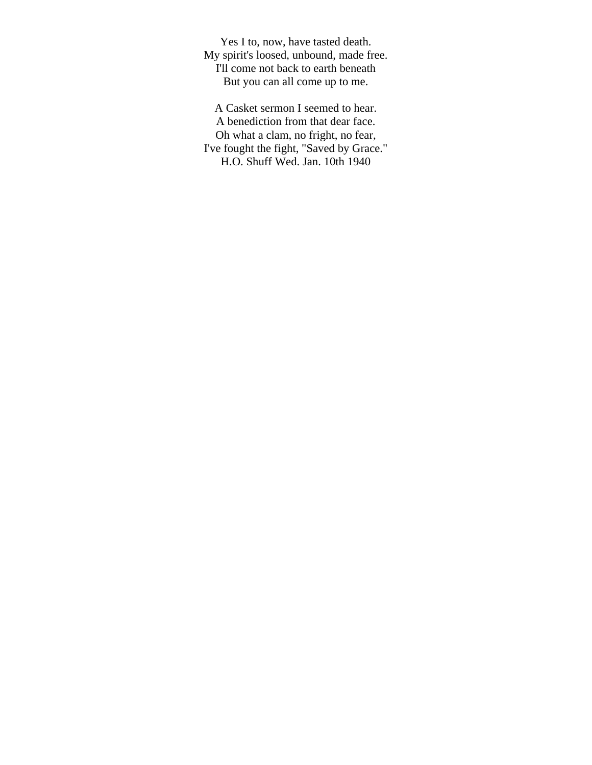Yes I to, now, have tasted death.  
My spirit's loosed, unbound, made free.  
I'll come not back to earth beneath  
But you can all come up to me.

A Casket sermon I seemed to hear.  
A benediction from that dear face.  
Oh what a clam, no fright, no fear,  
I've fought the fight, "Saved by Grace."  
H.O. Shuff Wed. Jan. 10th 1940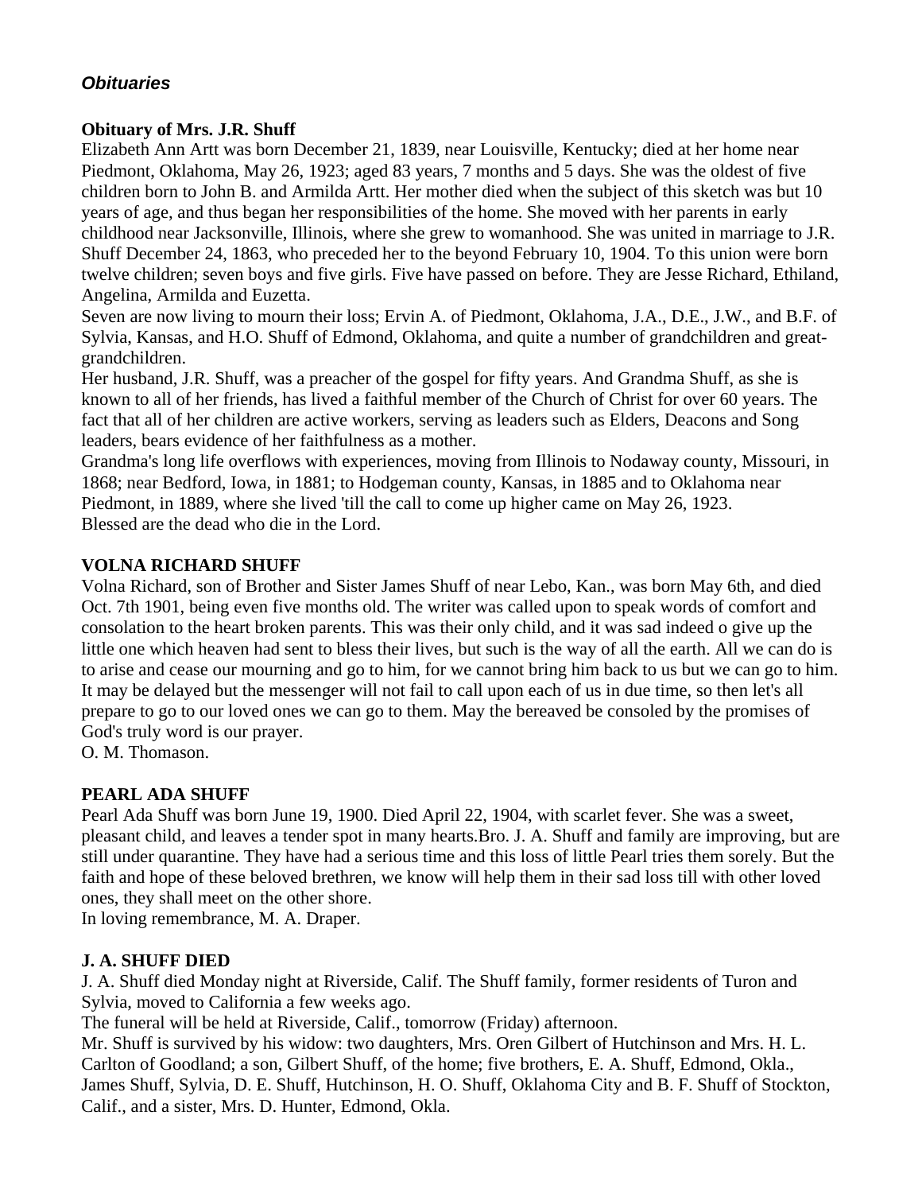## *Obituaries*

### Obituary of Mrs. J.R. Shuff

Elizabeth Ann Artt was born December 21, 1839, near Louisville, Kentucky; died at her home near Piedmont, Oklahoma, May 26, 1923; aged 83 years, 7 months and 5 days. She was the oldest of five children born to John B. and Armilda Artt. Her mother died when the subject of this sketch was but 10 years of age, and thus began her responsibilities of the home. She moved with her parents in early childhood near Jacksonville, Illinois, where she grew to womanhood. She was united in marriage to J.R. Shuff December 24, 1863, who preceded her to the beyond February 10, 1904. To this union were born twelve children; seven boys and five girls. Five have passed on before. They are Jesse Richard, Ethiland, Angelina, Armilda and Euzetta.

Seven are now living to mourn their loss; Ervin A. of Piedmont, Oklahoma, J.A., D.E., J.W., and B.F. of Sylvia, Kansas, and H.O. Shuff of Edmond, Oklahoma, and quite a number of grandchildren and great-grandchildren.

Her husband, J.R. Shuff, was a preacher of the gospel for fifty years. And Grandma Shuff, as she is known to all of her friends, has lived a faithful member of the Church of Christ for over 60 years. The fact that all of her children are active workers, serving as leaders such as Elders, Deacons and Song leaders, bears evidence of her faithfulness as a mother.

Grandma's long life overflows with experiences, moving from Illinois to Nodaway county, Missouri, in 1868; near Bedford, Iowa, in 1881; to Hodgeman county, Kansas, in 1885 and to Oklahoma near Piedmont, in 1889, where she lived 'till the call to come up higher came on May 26, 1923.

Blessed are the dead who die in the Lord.

### VOLNA RICHARD SHUFF

Volna Richard, son of Brother and Sister James Shuff of near Lebo, Kan., was born May 6th, and died Oct. 7th 1901, being even five months old. The writer was called upon to speak words of comfort and consolation to the heart broken parents. This was their only child, and it was sad indeed o give up the little one which heaven had sent to bless their lives, but such is the way of all the earth. All we can do is to arise and cease our mourning and go to him, for we cannot bring him back to us but we can go to him. It may be delayed but the messenger will not fail to call upon each of us in due time, so then let's all prepare to go to our loved ones we can go to them. May the bereaved be consoled by the promises of God's truly word is our prayer.

O. M. Thomason.

### PEARL ADA SHUFF

Pearl Ada Shuff was born June 19, 1900. Died April 22, 1904, with scarlet fever. She was a sweet, pleasant child, and leaves a tender spot in many hearts.Bro. J. A. Shuff and family are improving, but are still under quarantine. They have had a serious time and this loss of little Pearl tries them sorely. But the faith and hope of these beloved brethren, we know will help them in their sad loss till with other loved ones, they shall meet on the other shore.

In loving remembrance, M. A. Draper.

### J. A. SHUFF DIED

J. A. Shuff died Monday night at Riverside, Calif. The Shuff family, former residents of Turon and Sylvia, moved to California a few weeks ago.

The funeral will be held at Riverside, Calif., tomorrow (Friday) afternoon.

Mr. Shuff is survived by his widow: two daughters, Mrs. Oren Gilbert of Hutchinson and Mrs. H. L. Carlton of Goodland; a son, Gilbert Shuff, of the home; five brothers, E. A. Shuff, Edmond, Okla., James Shuff, Sylvia, D. E. Shuff, Hutchinson, H. O. Shuff, Oklahoma City and B. F. Shuff of Stockton, Calif., and a sister, Mrs. D. Hunter, Edmond, Okla.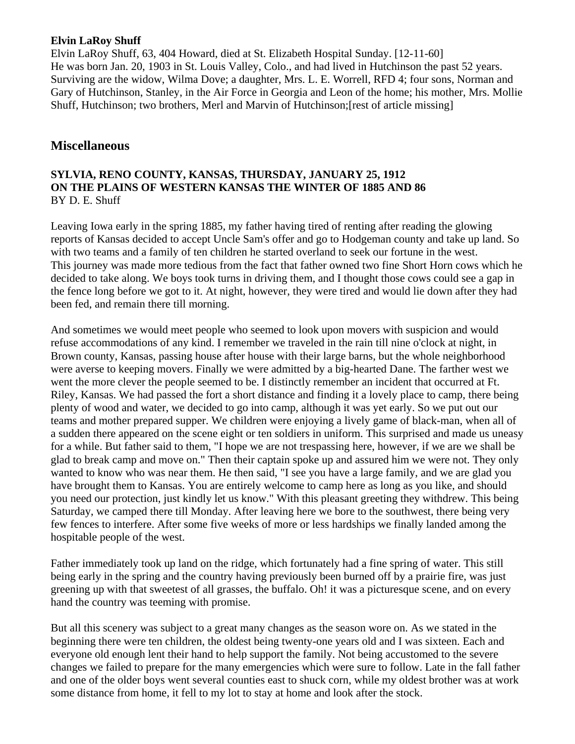**Elvin LaRoy Shuff**
Elvin LaRoy Shuff, 63, 404 Howard, died at St. Elizabeth Hospital Sunday. [12-11-60]
He was born Jan. 20, 1903 in St. Louis Valley, Colo., and had lived in Hutchinson the past 52 years. Surviving are the widow, Wilma Dove; a daughter, Mrs. L. E. Worrell, RFD 4; four sons, Norman and Gary of Hutchinson, Stanley, in the Air Force in Georgia and Leon of the home; his mother, Mrs. Mollie Shuff, Hutchinson; two brothers, Merl and Marvin of Hutchinson;[rest of article missing]

## Miscellaneous

**SYLVIA, RENO COUNTY, KANSAS, THURSDAY, JANUARY 25, 1912**
**ON THE PLAINS OF WESTERN KANSAS THE WINTER OF 1885 AND 86**
BY D. E. Shuff

Leaving Iowa early in the spring 1885, my father having tired of renting after reading the glowing reports of Kansas decided to accept Uncle Sam's offer and go to Hodgeman county and take up land. So with two teams and a family of ten children he started overland to seek our fortune in the west.
This journey was made more tedious from the fact that father owned two fine Short Horn cows which he decided to take along. We boys took turns in driving them, and I thought those cows could see a gap in the fence long before we got to it. At night, however, they were tired and would lie down after they had been fed, and remain there till morning.

And sometimes we would meet people who seemed to look upon movers with suspicion and would refuse accommodations of any kind. I remember we traveled in the rain till nine o'clock at night, in Brown county, Kansas, passing house after house with their large barns, but the whole neighborhood were averse to keeping movers. Finally we were admitted by a big-hearted Dane. The farther west we went the more clever the people seemed to be. I distinctly remember an incident that occurred at Ft. Riley, Kansas. We had passed the fort a short distance and finding it a lovely place to camp, there being plenty of wood and water, we decided to go into camp, although it was yet early. So we put out our teams and mother prepared supper. We children were enjoying a lively game of black-man, when all of a sudden there appeared on the scene eight or ten soldiers in uniform. This surprised and made us uneasy for a while. But father said to them, "I hope we are not trespassing here, however, if we are we shall be glad to break camp and move on." Then their captain spoke up and assured him we were not. They only wanted to know who was near them. He then said, "I see you have a large family, and we are glad you have brought them to Kansas. You are entirely welcome to camp here as long as you like, and should you need our protection, just kindly let us know." With this pleasant greeting they withdrew. This being Saturday, we camped there till Monday. After leaving here we bore to the southwest, there being very few fences to interfere. After some five weeks of more or less hardships we finally landed among the hospitable people of the west.

Father immediately took up land on the ridge, which fortunately had a fine spring of water. This still being early in the spring and the country having previously been burned off by a prairie fire, was just greening up with that sweetest of all grasses, the buffalo. Oh! it was a picturesque scene, and on every hand the country was teeming with promise.

But all this scenery was subject to a great many changes as the season wore on. As we stated in the beginning there were ten children, the oldest being twenty-one years old and I was sixteen. Each and everyone old enough lent their hand to help support the family. Not being accustomed to the severe changes we failed to prepare for the many emergencies which were sure to follow. Late in the fall father and one of the older boys went several counties east to shuck corn, while my oldest brother was at work some distance from home, it fell to my lot to stay at home and look after the stock.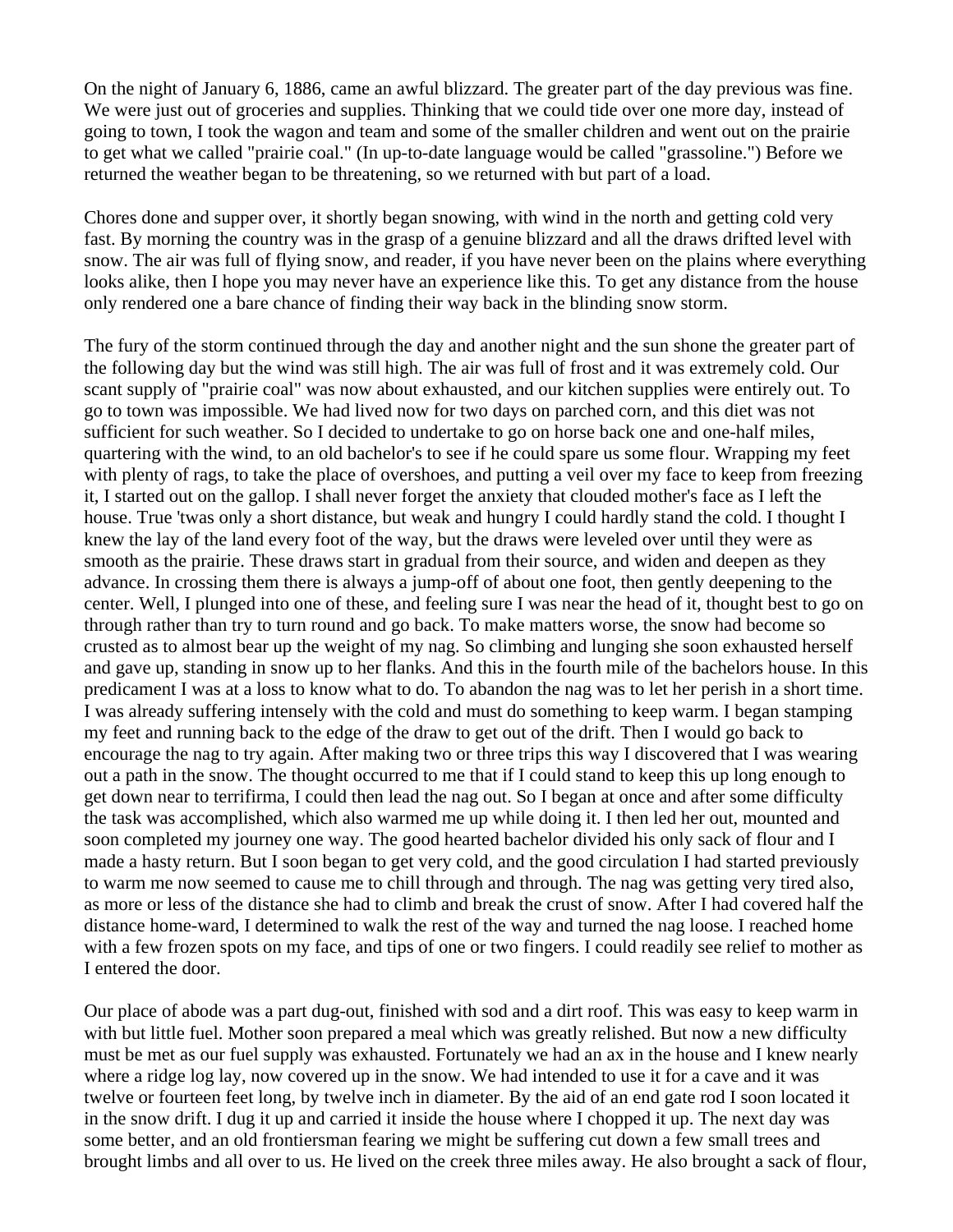On the night of January 6, 1886, came an awful blizzard. The greater part of the day previous was fine. We were just out of groceries and supplies. Thinking that we could tide over one more day, instead of going to town, I took the wagon and team and some of the smaller children and went out on the prairie to get what we called "prairie coal." (In up-to-date language would be called "grassoline.") Before we returned the weather began to be threatening, so we returned with but part of a load.

Chores done and supper over, it shortly began snowing, with wind in the north and getting cold very fast. By morning the country was in the grasp of a genuine blizzard and all the draws drifted level with snow. The air was full of flying snow, and reader, if you have never been on the plains where everything looks alike, then I hope you may never have an experience like this. To get any distance from the house only rendered one a bare chance of finding their way back in the blinding snow storm.

The fury of the storm continued through the day and another night and the sun shone the greater part of the following day but the wind was still high. The air was full of frost and it was extremely cold. Our scant supply of "prairie coal" was now about exhausted, and our kitchen supplies were entirely out. To go to town was impossible. We had lived now for two days on parched corn, and this diet was not sufficient for such weather. So I decided to undertake to go on horse back one and one-half miles, quartering with the wind, to an old bachelor's to see if he could spare us some flour. Wrapping my feet with plenty of rags, to take the place of overshoes, and putting a veil over my face to keep from freezing it, I started out on the gallop. I shall never forget the anxiety that clouded mother's face as I left the house. True 'twas only a short distance, but weak and hungry I could hardly stand the cold. I thought I knew the lay of the land every foot of the way, but the draws were leveled over until they were as smooth as the prairie. These draws start in gradual from their source, and widen and deepen as they advance. In crossing them there is always a jump-off of about one foot, then gently deepening to the center. Well, I plunged into one of these, and feeling sure I was near the head of it, thought best to go on through rather than try to turn round and go back. To make matters worse, the snow had become so crusted as to almost bear up the weight of my nag. So climbing and lunging she soon exhausted herself and gave up, standing in snow up to her flanks. And this in the fourth mile of the bachelors house. In this predicament I was at a loss to know what to do. To abandon the nag was to let her perish in a short time. I was already suffering intensely with the cold and must do something to keep warm. I began stamping my feet and running back to the edge of the draw to get out of the drift. Then I would go back to encourage the nag to try again. After making two or three trips this way I discovered that I was wearing out a path in the snow. The thought occurred to me that if I could stand to keep this up long enough to get down near to terrifirma, I could then lead the nag out. So I began at once and after some difficulty the task was accomplished, which also warmed me up while doing it. I then led her out, mounted and soon completed my journey one way. The good hearted bachelor divided his only sack of flour and I made a hasty return. But I soon began to get very cold, and the good circulation I had started previously to warm me now seemed to cause me to chill through and through. The nag was getting very tired also, as more or less of the distance she had to climb and break the crust of snow. After I had covered half the distance home-ward, I determined to walk the rest of the way and turned the nag loose. I reached home with a few frozen spots on my face, and tips of one or two fingers. I could readily see relief to mother as I entered the door.

Our place of abode was a part dug-out, finished with sod and a dirt roof. This was easy to keep warm in with but little fuel. Mother soon prepared a meal which was greatly relished. But now a new difficulty must be met as our fuel supply was exhausted. Fortunately we had an ax in the house and I knew nearly where a ridge log lay, now covered up in the snow. We had intended to use it for a cave and it was twelve or fourteen feet long, by twelve inch in diameter. By the aid of an end gate rod I soon located it in the snow drift. I dug it up and carried it inside the house where I chopped it up. The next day was some better, and an old frontiersman fearing we might be suffering cut down a few small trees and brought limbs and all over to us. He lived on the creek three miles away. He also brought a sack of flour,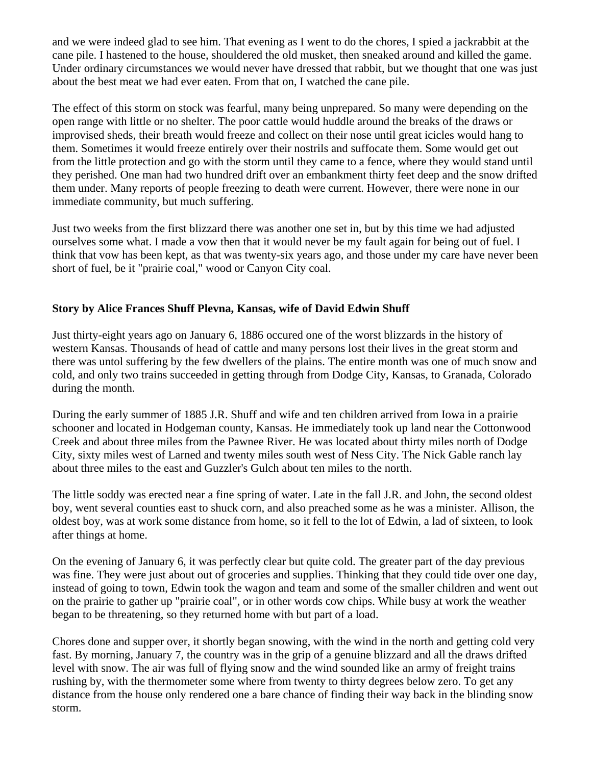and we were indeed glad to see him. That evening as I went to do the chores, I spied a jackrabbit at the cane pile. I hastened to the house, shouldered the old musket, then sneaked around and killed the game. Under ordinary circumstances we would never have dressed that rabbit, but we thought that one was just about the best meat we had ever eaten. From that on, I watched the cane pile.

The effect of this storm on stock was fearful, many being unprepared. So many were depending on the open range with little or no shelter. The poor cattle would huddle around the breaks of the draws or improvised sheds, their breath would freeze and collect on their nose until great icicles would hang to them. Sometimes it would freeze entirely over their nostrils and suffocate them. Some would get out from the little protection and go with the storm until they came to a fence, where they would stand until they perished. One man had two hundred drift over an embankment thirty feet deep and the snow drifted them under. Many reports of people freezing to death were current. However, there were none in our immediate community, but much suffering.

Just two weeks from the first blizzard there was another one set in, but by this time we had adjusted ourselves some what. I made a vow then that it would never be my fault again for being out of fuel. I think that vow has been kept, as that was twenty-six years ago, and those under my care have never been short of fuel, be it "prairie coal," wood or Canyon City coal.

**Story by Alice Frances Shuff Plevna, Kansas, wife of David Edwin Shuff**

Just thirty-eight years ago on January 6, 1886 occured one of the worst blizzards in the history of western Kansas. Thousands of head of cattle and many persons lost their lives in the great storm and there was untol suffering by the few dwellers of the plains. The entire month was one of much snow and cold, and only two trains succeeded in getting through from Dodge City, Kansas, to Granada, Colorado during the month.

During the early summer of 1885 J.R. Shuff and wife and ten children arrived from Iowa in a prairie schooner and located in Hodgeman county, Kansas. He immediately took up land near the Cottonwood Creek and about three miles from the Pawnee River. He was located about thirty miles north of Dodge City, sixty miles west of Larned and twenty miles south west of Ness City. The Nick Gable ranch lay about three miles to the east and Guzzler's Gulch about ten miles to the north.

The little soddy was erected near a fine spring of water. Late in the fall J.R. and John, the second oldest boy, went several counties east to shuck corn, and also preached some as he was a minister. Allison, the oldest boy, was at work some distance from home, so it fell to the lot of Edwin, a lad of sixteen, to look after things at home.

On the evening of January 6, it was perfectly clear but quite cold. The greater part of the day previous was fine. They were just about out of groceries and supplies. Thinking that they could tide over one day, instead of going to town, Edwin took the wagon and team and some of the smaller children and went out on the prairie to gather up "prairie coal", or in other words cow chips. While busy at work the weather began to be threatening, so they returned home with but part of a load.

Chores done and supper over, it shortly began snowing, with the wind in the north and getting cold very fast. By morning, January 7, the country was in the grip of a genuine blizzard and all the draws drifted level with snow. The air was full of flying snow and the wind sounded like an army of freight trains rushing by, with the thermometer some where from twenty to thirty degrees below zero. To get any distance from the house only rendered one a bare chance of finding their way back in the blinding snow storm.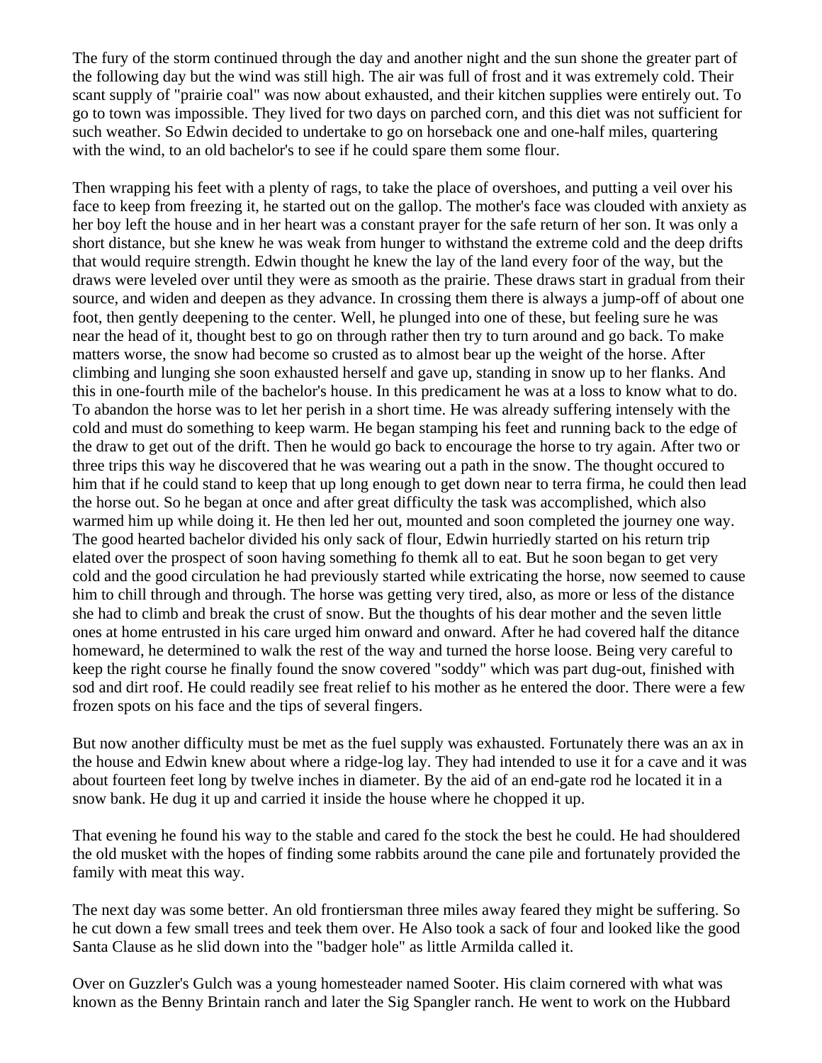The fury of the storm continued through the day and another night and the sun shone the greater part of the following day but the wind was still high. The air was full of frost and it was extremely cold. Their scant supply of "prairie coal" was now about exhausted, and their kitchen supplies were entirely out. To go to town was impossible. They lived for two days on parched corn, and this diet was not sufficient for such weather. So Edwin decided to undertake to go on horseback one and one-half miles, quartering with the wind, to an old bachelor's to see if he could spare them some flour.

Then wrapping his feet with a plenty of rags, to take the place of overshoes, and putting a veil over his face to keep from freezing it, he started out on the gallop. The mother's face was clouded with anxiety as her boy left the house and in her heart was a constant prayer for the safe return of her son. It was only a short distance, but she knew he was weak from hunger to withstand the extreme cold and the deep drifts that would require strength. Edwin thought he knew the lay of the land every foor of the way, but the draws were leveled over until they were as smooth as the prairie. These draws start in gradual from their source, and widen and deepen as they advance. In crossing them there is always a jump-off of about one foot, then gently deepening to the center. Well, he plunged into one of these, but feeling sure he was near the head of it, thought best to go on through rather then try to turn around and go back. To make matters worse, the snow had become so crusted as to almost bear up the weight of the horse. After climbing and lunging she soon exhausted herself and gave up, standing in snow up to her flanks. And this in one-fourth mile of the bachelor's house. In this predicament he was at a loss to know what to do. To abandon the horse was to let her perish in a short time. He was already suffering intensely with the cold and must do something to keep warm. He began stamping his feet and running back to the edge of the draw to get out of the drift. Then he would go back to encourage the horse to try again. After two or three trips this way he discovered that he was wearing out a path in the snow. The thought occured to him that if he could stand to keep that up long enough to get down near to terra firma, he could then lead the horse out. So he began at once and after great difficulty the task was accomplished, which also warmed him up while doing it. He then led her out, mounted and soon completed the journey one way. The good hearted bachelor divided his only sack of flour, Edwin hurriedly started on his return trip elated over the prospect of soon having something fo themk all to eat. But he soon began to get very cold and the good circulation he had previously started while extricating the horse, now seemed to cause him to chill through and through. The horse was getting very tired, also, as more or less of the distance she had to climb and break the crust of snow. But the thoughts of his dear mother and the seven little ones at home entrusted in his care urged him onward and onward. After he had covered half the ditance homeward, he determined to walk the rest of the way and turned the horse loose. Being very careful to keep the right course he finally found the snow covered "soddy" which was part dug-out, finished with sod and dirt roof. He could readily see freat relief to his mother as he entered the door. There were a few frozen spots on his face and the tips of several fingers.

But now another difficulty must be met as the fuel supply was exhausted. Fortunately there was an ax in the house and Edwin knew about where a ridge-log lay. They had intended to use it for a cave and it was about fourteen feet long by twelve inches in diameter. By the aid of an end-gate rod he located it in a snow bank. He dug it up and carried it inside the house where he chopped it up.

That evening he found his way to the stable and cared fo the stock the best he could. He had shouldered the old musket with the hopes of finding some rabbits around the cane pile and fortunately provided the family with meat this way.

The next day was some better. An old frontiersman three miles away feared they might be suffering. So he cut down a few small trees and teek them over. He Also took a sack of four and looked like the good Santa Clause as he slid down into the "badger hole" as little Armilda called it.

Over on Guzzler's Gulch was a young homesteader named Sooter. His claim cornered with what was known as the Benny Brintain ranch and later the Sig Spangler ranch. He went to work on the Hubbard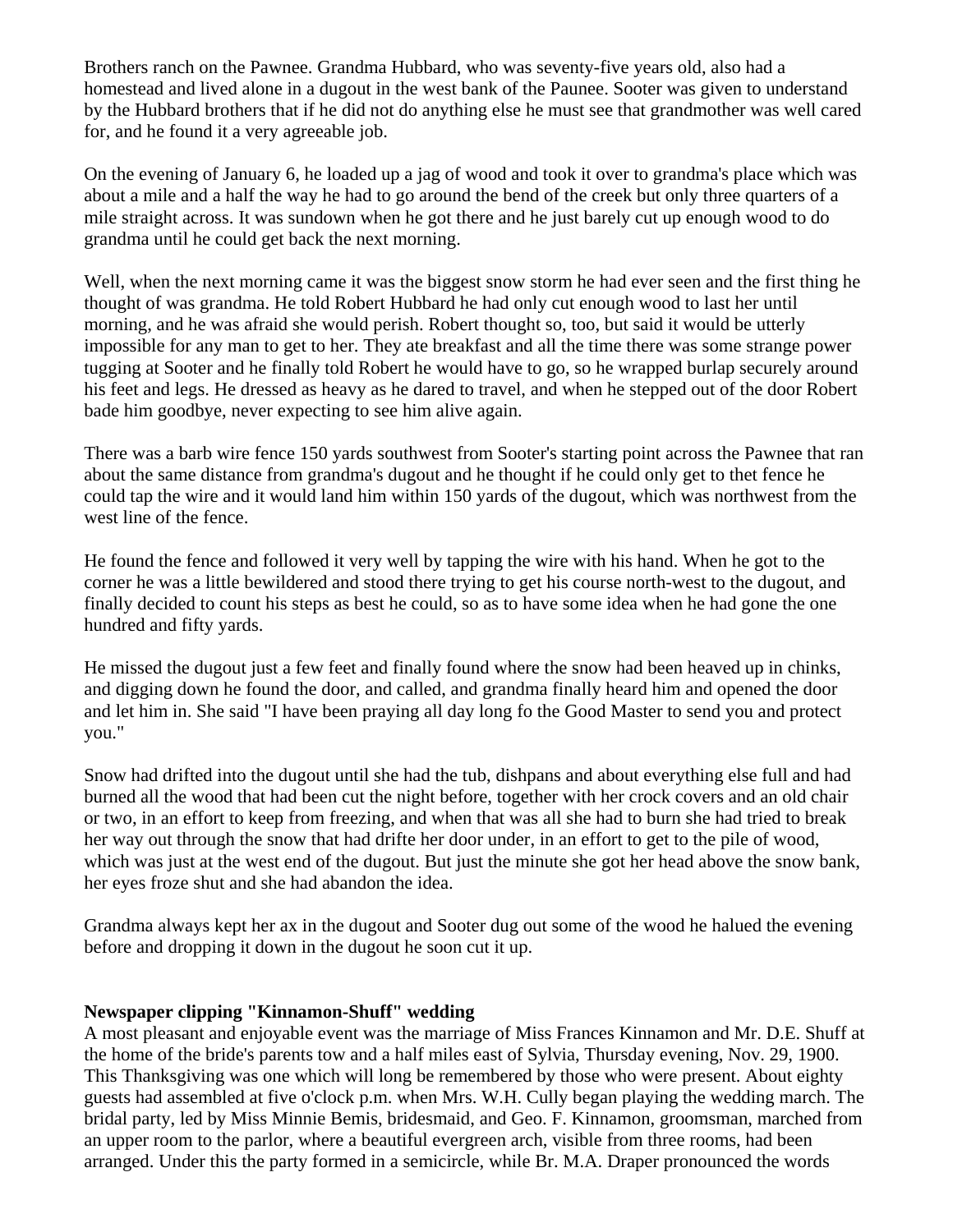Brothers ranch on the Pawnee. Grandma Hubbard, who was seventy-five years old, also had a homestead and lived alone in a dugout in the west bank of the Paunee. Sooter was given to understand by the Hubbard brothers that if he did not do anything else he must see that grandmother was well cared for, and he found it a very agreeable job.

On the evening of January 6, he loaded up a jag of wood and took it over to grandma's place which was about a mile and a half the way he had to go around the bend of the creek but only three quarters of a mile straight across. It was sundown when he got there and he just barely cut up enough wood to do grandma until he could get back the next morning.

Well, when the next morning came it was the biggest snow storm he had ever seen and the first thing he thought of was grandma. He told Robert Hubbard he had only cut enough wood to last her until morning, and he was afraid she would perish. Robert thought so, too, but said it would be utterly impossible for any man to get to her. They ate breakfast and all the time there was some strange power tugging at Sooter and he finally told Robert he would have to go, so he wrapped burlap securely around his feet and legs. He dressed as heavy as he dared to travel, and when he stepped out of the door Robert bade him goodbye, never expecting to see him alive again.

There was a barb wire fence 150 yards southwest from Sooter's starting point across the Pawnee that ran about the same distance from grandma's dugout and he thought if he could only get to thet fence he could tap the wire and it would land him within 150 yards of the dugout, which was northwest from the west line of the fence.

He found the fence and followed it very well by tapping the wire with his hand. When he got to the corner he was a little bewildered and stood there trying to get his course north-west to the dugout, and finally decided to count his steps as best he could, so as to have some idea when he had gone the one hundred and fifty yards.

He missed the dugout just a few feet and finally found where the snow had been heaved up in chinks, and digging down he found the door, and called, and grandma finally heard him and opened the door and let him in. She said "I have been praying all day long fo the Good Master to send you and protect you."

Snow had drifted into the dugout until she had the tub, dishpans and about everything else full and had burned all the wood that had been cut the night before, together with her crock covers and an old chair or two, in an effort to keep from freezing, and when that was all she had to burn she had tried to break her way out through the snow that had drifte her door under, in an effort to get to the pile of wood, which was just at the west end of the dugout. But just the minute she got her head above the snow bank, her eyes froze shut and she had abandon the idea.

Grandma always kept her ax in the dugout and Sooter dug out some of the wood he halued the evening before and dropping it down in the dugout he soon cut it up.

**Newspaper clipping "Kinnamon-Shuff" wedding**

A most pleasant and enjoyable event was the marriage of Miss Frances Kinnamon and Mr. D.E. Shuff at the home of the bride's parents tow and a half miles east of Sylvia, Thursday evening, Nov. 29, 1900. This Thanksgiving was one which will long be remembered by those who were present. About eighty guests had assembled at five o'clock p.m. when Mrs. W.H. Cully began playing the wedding march. The bridal party, led by Miss Minnie Bemis, bridesmaid, and Geo. F. Kinnamon, groomsman, marched from an upper room to the parlor, where a beautiful evergreen arch, visible from three rooms, had been arranged. Under this the party formed in a semicircle, while Br. M.A. Draper pronounced the words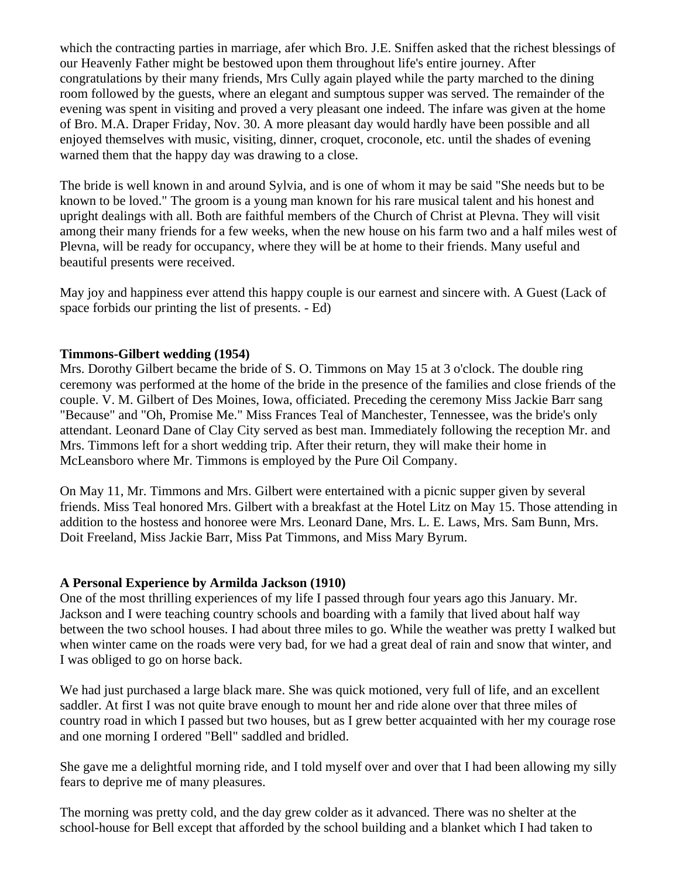which the contracting parties in marriage, afer which Bro. J.E. Sniffen asked that the richest blessings of our Heavenly Father might be bestowed upon them throughout life's entire journey. After congratulations by their many friends, Mrs Cully again played while the party marched to the dining room followed by the guests, where an elegant and sumptous supper was served. The remainder of the evening was spent in visiting and proved a very pleasant one indeed. The infare was given at the home of Bro. M.A. Draper Friday, Nov. 30. A more pleasant day would hardly have been possible and all enjoyed themselves with music, visiting, dinner, croquet, croconole, etc. until the shades of evening warned them that the happy day was drawing to a close.

The bride is well known in and around Sylvia, and is one of whom it may be said "She needs but to be known to be loved." The groom is a young man known for his rare musical talent and his honest and upright dealings with all. Both are faithful members of the Church of Christ at Plevna. They will visit among their many friends for a few weeks, when the new house on his farm two and a half miles west of Plevna, will be ready for occupancy, where they will be at home to their friends. Many useful and beautiful presents were received.

May joy and happiness ever attend this happy couple is our earnest and sincere with. A Guest (Lack of space forbids our printing the list of presents. - Ed)

**Timmons-Gilbert wedding (1954)**
Mrs. Dorothy Gilbert became the bride of S. O. Timmons on May 15 at 3 o'clock. The double ring ceremony was performed at the home of the bride in the presence of the families and close friends of the couple. V. M. Gilbert of Des Moines, Iowa, officiated. Preceding the ceremony Miss Jackie Barr sang "Because" and "Oh, Promise Me." Miss Frances Teal of Manchester, Tennessee, was the bride's only attendant. Leonard Dane of Clay City served as best man. Immediately following the reception Mr. and Mrs. Timmons left for a short wedding trip. After their return, they will make their home in McLeansboro where Mr. Timmons is employed by the Pure Oil Company.

On May 11, Mr. Timmons and Mrs. Gilbert were entertained with a picnic supper given by several friends. Miss Teal honored Mrs. Gilbert with a breakfast at the Hotel Litz on May 15. Those attending in addition to the hostess and honoree were Mrs. Leonard Dane, Mrs. L. E. Laws, Mrs. Sam Bunn, Mrs. Doit Freeland, Miss Jackie Barr, Miss Pat Timmons, and Miss Mary Byrum.

**A Personal Experience by Armilda Jackson (1910)**
One of the most thrilling experiences of my life I passed through four years ago this January. Mr. Jackson and I were teaching country schools and boarding with a family that lived about half way between the two school houses. I had about three miles to go. While the weather was pretty I walked but when winter came on the roads were very bad, for we had a great deal of rain and snow that winter, and I was obliged to go on horse back.

We had just purchased a large black mare. She was quick motioned, very full of life, and an excellent saddler. At first I was not quite brave enough to mount her and ride alone over that three miles of country road in which I passed but two houses, but as I grew better acquainted with her my courage rose and one morning I ordered "Bell" saddled and bridled.

She gave me a delightful morning ride, and I told myself over and over that I had been allowing my silly fears to deprive me of many pleasures.

The morning was pretty cold, and the day grew colder as it advanced. There was no shelter at the school-house for Bell except that afforded by the school building and a blanket which I had taken to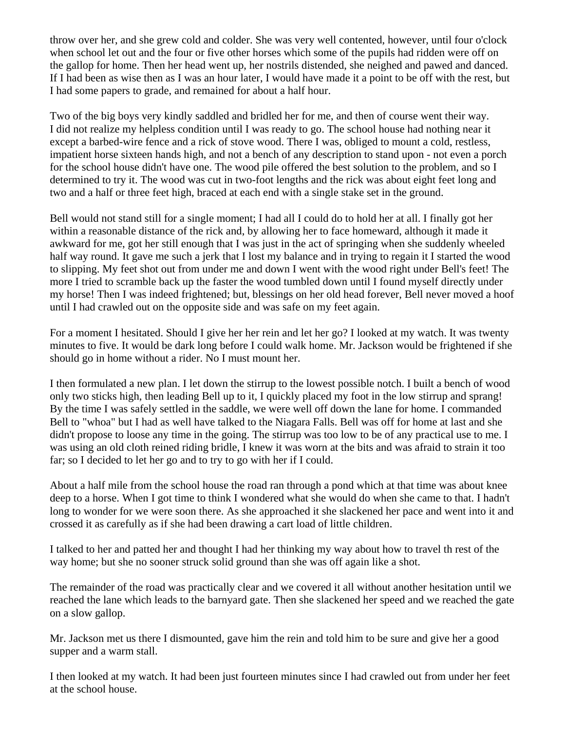throw over her, and she grew cold and colder. She was very well contented, however, until four o'clock when school let out and the four or five other horses which some of the pupils had ridden were off on the gallop for home. Then her head went up, her nostrils distended, she neighed and pawed and danced. If I had been as wise then as I was an hour later, I would have made it a point to be off with the rest, but I had some papers to grade, and remained for about a half hour.

Two of the big boys very kindly saddled and bridled her for me, and then of course went their way. I did not realize my helpless condition until I was ready to go. The school house had nothing near it except a barbed-wire fence and a rick of stove wood. There I was, obliged to mount a cold, restless, impatient horse sixteen hands high, and not a bench of any description to stand upon - not even a porch for the school house didn't have one. The wood pile offered the best solution to the problem, and so I determined to try it. The wood was cut in two-foot lengths and the rick was about eight feet long and two and a half or three feet high, braced at each end with a single stake set in the ground.

Bell would not stand still for a single moment; I had all I could do to hold her at all. I finally got her within a reasonable distance of the rick and, by allowing her to face homeward, although it made it awkward for me, got her still enough that I was just in the act of springing when she suddenly wheeled half way round. It gave me such a jerk that I lost my balance and in trying to regain it I started the wood to slipping. My feet shot out from under me and down I went with the wood right under Bell's feet! The more I tried to scramble back up the faster the wood tumbled down until I found myself directly under my horse! Then I was indeed frightened; but, blessings on her old head forever, Bell never moved a hoof until I had crawled out on the opposite side and was safe on my feet again.

For a moment I hesitated. Should I give her her rein and let her go? I looked at my watch. It was twenty minutes to five. It would be dark long before I could walk home. Mr. Jackson would be frightened if she should go in home without a rider. No I must mount her.

I then formulated a new plan. I let down the stirrup to the lowest possible notch. I built a bench of wood only two sticks high, then leading Bell up to it, I quickly placed my foot in the low stirrup and sprang! By the time I was safely settled in the saddle, we were well off down the lane for home. I commanded Bell to "whoa" but I had as well have talked to the Niagara Falls. Bell was off for home at last and she didn't propose to loose any time in the going. The stirrup was too low to be of any practical use to me. I was using an old cloth reined riding bridle, I knew it was worn at the bits and was afraid to strain it too far; so I decided to let her go and to try to go with her if I could.

About a half mile from the school house the road ran through a pond which at that time was about knee deep to a horse. When I got time to think I wondered what she would do when she came to that. I hadn't long to wonder for we were soon there. As she approached it she slackened her pace and went into it and crossed it as carefully as if she had been drawing a cart load of little children.

I talked to her and patted her and thought I had her thinking my way about how to travel th rest of the way home; but she no sooner struck solid ground than she was off again like a shot.

The remainder of the road was practically clear and we covered it all without another hesitation until we reached the lane which leads to the barnyard gate. Then she slackened her speed and we reached the gate on a slow gallop.

Mr. Jackson met us there I dismounted, gave him the rein and told him to be sure and give her a good supper and a warm stall.

I then looked at my watch. It had been just fourteen minutes since I had crawled out from under her feet at the school house.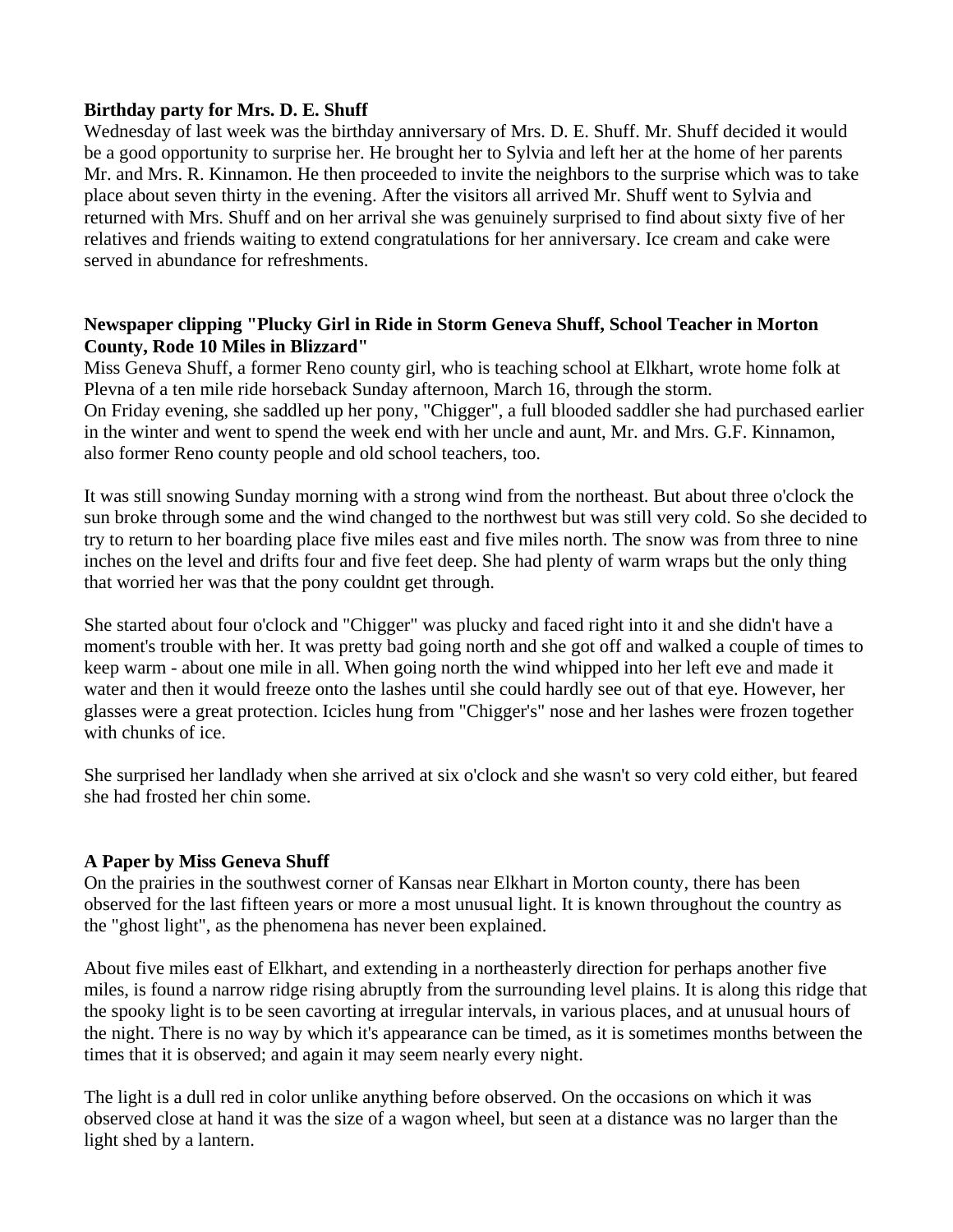**Birthday party for Mrs. D. E. Shuff**

Wednesday of last week was the birthday anniversary of Mrs. D. E. Shuff. Mr. Shuff decided it would be a good opportunity to surprise her. He brought her to Sylvia and left her at the home of her parents Mr. and Mrs. R. Kinnamon. He then proceeded to invite the neighbors to the surprise which was to take place about seven thirty in the evening. After the visitors all arrived Mr. Shuff went to Sylvia and returned with Mrs. Shuff and on her arrival she was genuinely surprised to find about sixty five of her relatives and friends waiting to extend congratulations for her anniversary. Ice cream and cake were served in abundance for refreshments.

**Newspaper clipping "Plucky Girl in Ride in Storm Geneva Shuff, School Teacher in Morton County, Rode 10 Miles in Blizzard"**

Miss Geneva Shuff, a former Reno county girl, who is teaching school at Elkhart, wrote home folk at Plevna of a ten mile ride horseback Sunday afternoon, March 16, through the storm.
On Friday evening, she saddled up her pony, "Chigger", a full blooded saddler she had purchased earlier in the winter and went to spend the week end with her uncle and aunt, Mr. and Mrs. G.F. Kinnamon, also former Reno county people and old school teachers, too.

It was still snowing Sunday morning with a strong wind from the northeast. But about three o'clock the sun broke through some and the wind changed to the northwest but was still very cold. So she decided to try to return to her boarding place five miles east and five miles north. The snow was from three to nine inches on the level and drifts four and five feet deep. She had plenty of warm wraps but the only thing that worried her was that the pony couldnt get through.

She started about four o'clock and "Chigger" was plucky and faced right into it and she didn't have a moment's trouble with her. It was pretty bad going north and she got off and walked a couple of times to keep warm - about one mile in all. When going north the wind whipped into her left eve and made it water and then it would freeze onto the lashes until she could hardly see out of that eye. However, her glasses were a great protection. Icicles hung from "Chigger's" nose and her lashes were frozen together with chunks of ice.

She surprised her landlady when she arrived at six o'clock and she wasn't so very cold either, but feared she had frosted her chin some.

**A Paper by Miss Geneva Shuff**

On the prairies in the southwest corner of Kansas near Elkhart in Morton county, there has been observed for the last fifteen years or more a most unusual light. It is known throughout the country as the "ghost light", as the phenomena has never been explained.

About five miles east of Elkhart, and extending in a northeasterly direction for perhaps another five miles, is found a narrow ridge rising abruptly from the surrounding level plains. It is along this ridge that the spooky light is to be seen cavorting at irregular intervals, in various places, and at unusual hours of the night. There is no way by which it's appearance can be timed, as it is sometimes months between the times that it is observed; and again it may seem nearly every night.

The light is a dull red in color unlike anything before observed. On the occasions on which it was observed close at hand it was the size of a wagon wheel, but seen at a distance was no larger than the light shed by a lantern.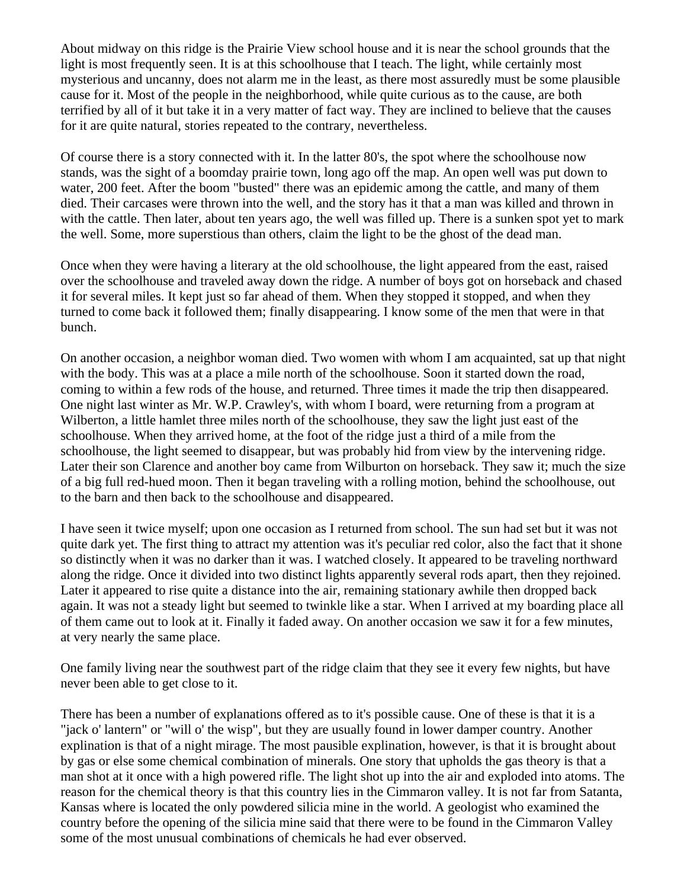About midway on this ridge is the Prairie View school house and it is near the school grounds that the light is most frequently seen. It is at this schoolhouse that I teach. The light, while certainly most mysterious and uncanny, does not alarm me in the least, as there most assuredly must be some plausible cause for it. Most of the people in the neighborhood, while quite curious as to the cause, are both terrified by all of it but take it in a very matter of fact way. They are inclined to believe that the causes for it are quite natural, stories repeated to the contrary, nevertheless.

Of course there is a story connected with it. In the latter 80's, the spot where the schoolhouse now stands, was the sight of a boomday prairie town, long ago off the map. An open well was put down to water, 200 feet. After the boom "busted" there was an epidemic among the cattle, and many of them died. Their carcases were thrown into the well, and the story has it that a man was killed and thrown in with the cattle. Then later, about ten years ago, the well was filled up. There is a sunken spot yet to mark the well. Some, more superstious than others, claim the light to be the ghost of the dead man.

Once when they were having a literary at the old schoolhouse, the light appeared from the east, raised over the schoolhouse and traveled away down the ridge. A number of boys got on horseback and chased it for several miles. It kept just so far ahead of them. When they stopped it stopped, and when they turned to come back it followed them; finally disappearing. I know some of the men that were in that bunch.

On another occasion, a neighbor woman died. Two women with whom I am acquainted, sat up that night with the body. This was at a place a mile north of the schoolhouse. Soon it started down the road, coming to within a few rods of the house, and returned. Three times it made the trip then disappeared. One night last winter as Mr. W.P. Crawley's, with whom I board, were returning from a program at Wilberton, a little hamlet three miles north of the schoolhouse, they saw the light just east of the schoolhouse. When they arrived home, at the foot of the ridge just a third of a mile from the schoolhouse, the light seemed to disappear, but was probably hid from view by the intervening ridge. Later their son Clarence and another boy came from Wilburton on horseback. They saw it; much the size of a big full red-hued moon. Then it began traveling with a rolling motion, behind the schoolhouse, out to the barn and then back to the schoolhouse and disappeared.

I have seen it twice myself; upon one occasion as I returned from school. The sun had set but it was not quite dark yet. The first thing to attract my attention was it's peculiar red color, also the fact that it shone so distinctly when it was no darker than it was. I watched closely. It appeared to be traveling northward along the ridge. Once it divided into two distinct lights apparently several rods apart, then they rejoined. Later it appeared to rise quite a distance into the air, remaining stationary awhile then dropped back again. It was not a steady light but seemed to twinkle like a star. When I arrived at my boarding place all of them came out to look at it. Finally it faded away. On another occasion we saw it for a few minutes, at very nearly the same place.

One family living near the southwest part of the ridge claim that they see it every few nights, but have never been able to get close to it.

There has been a number of explanations offered as to it's possible cause. One of these is that it is a "jack o' lantern" or "will o' the wisp", but they are usually found in lower damper country. Another explination is that of a night mirage. The most pausible explination, however, is that it is brought about by gas or else some chemical combination of minerals. One story that upholds the gas theory is that a man shot at it once with a high powered rifle. The light shot up into the air and exploded into atoms. The reason for the chemical theory is that this country lies in the Cimmaron valley. It is not far from Satanta, Kansas where is located the only powdered silicia mine in the world. A geologist who examined the country before the opening of the silicia mine said that there were to be found in the Cimmaron Valley some of the most unusual combinations of chemicals he had ever observed.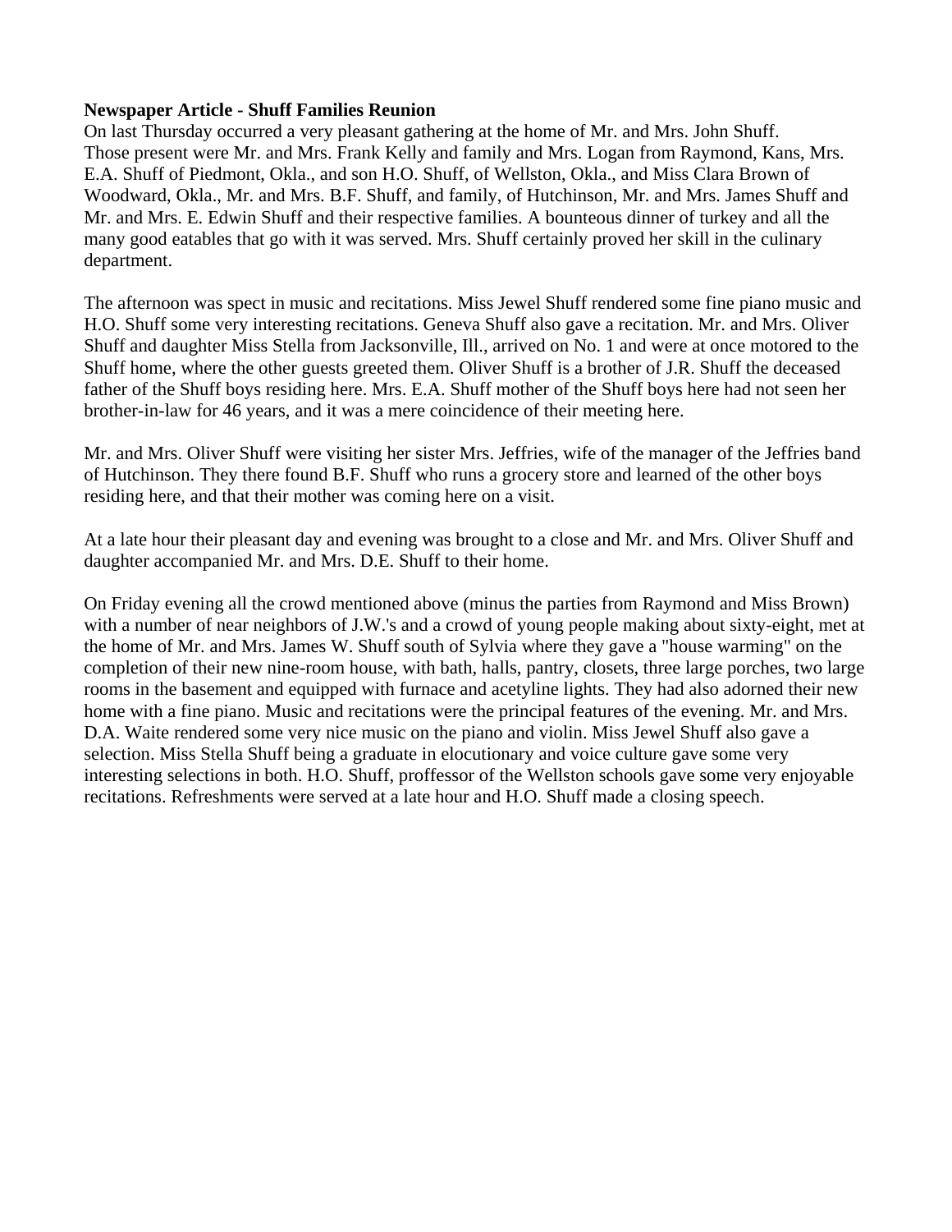**Newspaper Article - Shuff Families Reunion**

On last Thursday occurred a very pleasant gathering at the home of Mr. and Mrs. John Shuff. Those present were Mr. and Mrs. Frank Kelly and family and Mrs. Logan from Raymond, Kans, Mrs. E.A. Shuff of Piedmont, Okla., and son H.O. Shuff, of Wellston, Okla., and Miss Clara Brown of Woodward, Okla., Mr. and Mrs. B.F. Shuff, and family, of Hutchinson, Mr. and Mrs. James Shuff and Mr. and Mrs. E. Edwin Shuff and their respective families. A bounteous dinner of turkey and all the many good eatables that go with it was served. Mrs. Shuff certainly proved her skill in the culinary department.

The afternoon was spect in music and recitations. Miss Jewel Shuff rendered some fine piano music and H.O. Shuff some very interesting recitations. Geneva Shuff also gave a recitation. Mr. and Mrs. Oliver Shuff and daughter Miss Stella from Jacksonville, Ill., arrived on No. 1 and were at once motored to the Shuff home, where the other guests greeted them. Oliver Shuff is a brother of J.R. Shuff the deceased father of the Shuff boys residing here. Mrs. E.A. Shuff mother of the Shuff boys here had not seen her brother-in-law for 46 years, and it was a mere coincidence of their meeting here.

Mr. and Mrs. Oliver Shuff were visiting her sister Mrs. Jeffries, wife of the manager of the Jeffries band of Hutchinson. They there found B.F. Shuff who runs a grocery store and learned of the other boys residing here, and that their mother was coming here on a visit.

At a late hour their pleasant day and evening was brought to a close and Mr. and Mrs. Oliver Shuff and daughter accompanied Mr. and Mrs. D.E. Shuff to their home.

On Friday evening all the crowd mentioned above (minus the parties from Raymond and Miss Brown) with a number of near neighbors of J.W.'s and a crowd of young people making about sixty-eight, met at the home of Mr. and Mrs. James W. Shuff south of Sylvia where they gave a "house warming" on the completion of their new nine-room house, with bath, halls, pantry, closets, three large porches, two large rooms in the basement and equipped with furnace and acetyline lights. They had also adorned their new home with a fine piano. Music and recitations were the principal features of the evening. Mr. and Mrs. D.A. Waite rendered some very nice music on the piano and violin. Miss Jewel Shuff also gave a selection. Miss Stella Shuff being a graduate in elocutionary and voice culture gave some very interesting selections in both. H.O. Shuff, proffessor of the Wellston schools gave some very enjoyable recitations. Refreshments were served at a late hour and H.O. Shuff made a closing speech.